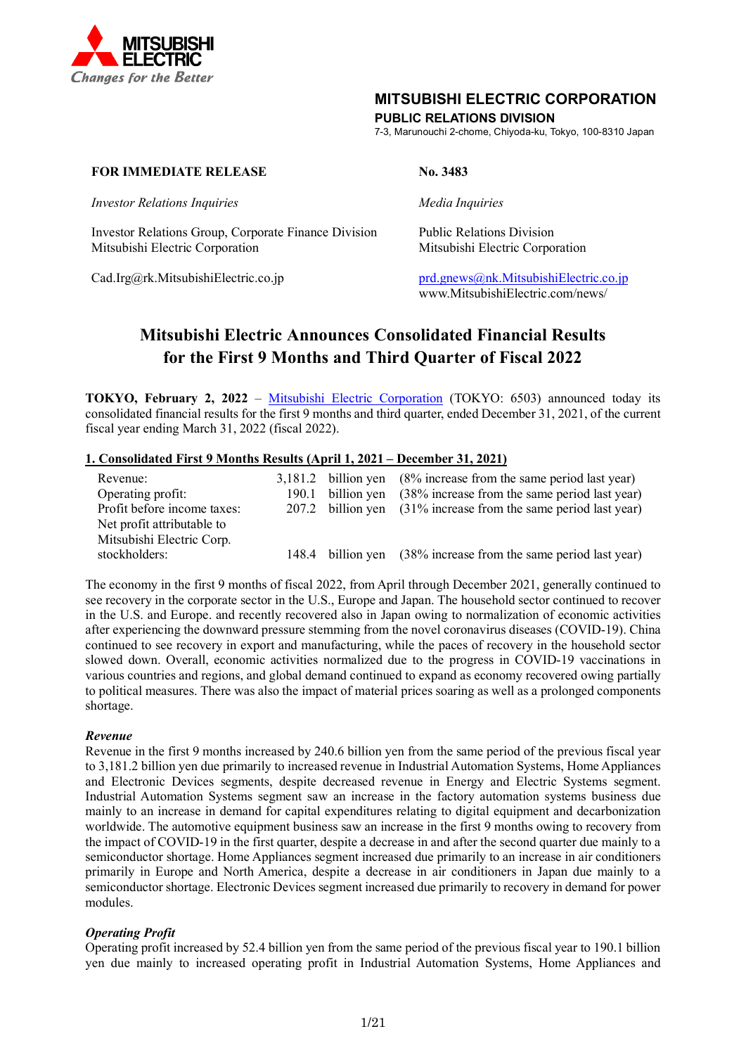**MITSUBISHI ELECTRIC**
*Changes for the Better*

**MITSUBISHI ELECTRIC CORPORATION**
**PUBLIC RELATIONS DIVISION**
7-3, Marunouchi 2-chome, Chiyoda-ku, Tokyo, 100-8310 Japan

**FOR IMMEDIATE RELEASE** **No. 3483**

*Investor Relations Inquiries*

Investor Relations Group, Corporate Finance Division
Mitsubishi Electric Corporation

Cad.Irg@rk.MitsubishiElectric.co.jp

*Media Inquiries*

Public Relations Division
Mitsubishi Electric Corporation

prd.gnews@nk.MitsubishiElectric.co.jp
www.MitsubishiElectric.com/news/

# Mitsubishi Electric Announces Consolidated Financial Results for the First 9 Months and Third Quarter of Fiscal 2022

**TOKYO, February 2, 2022** – Mitsubishi Electric Corporation (TOKYO: 6503) announced today its consolidated financial results for the first 9 months and third quarter, ended December 31, 2021, of the current fiscal year ending March 31, 2022 (fiscal 2022).

## 1. Consolidated First 9 Months Results (April 1, 2021 – December 31, 2021)

| | | | |
|---|---|---|---|
| Revenue: | 3,181.2 | billion yen | (8% increase from the same period last year) |
| Operating profit: | 190.1 | billion yen | (38% increase from the same period last year) |
| Profit before income taxes: | 207.2 | billion yen | (31% increase from the same period last year) |
| Net profit attributable to Mitsubishi Electric Corp. stockholders: | 148.4 | billion yen | (38% increase from the same period last year) |

The economy in the first 9 months of fiscal 2022, from April through December 2021, generally continued to see recovery in the corporate sector in the U.S., Europe and Japan. The household sector continued to recover in the U.S. and Europe. and recently recovered also in Japan owing to normalization of economic activities after experiencing the downward pressure stemming from the novel coronavirus diseases (COVID-19). China continued to see recovery in export and manufacturing, while the paces of recovery in the household sector slowed down. Overall, economic activities normalized due to the progress in COVID-19 vaccinations in various countries and regions, and global demand continued to expand as economy recovered owing partially to political measures. There was also the impact of material prices soaring as well as a prolonged components shortage.

### *Revenue*

Revenue in the first 9 months increased by 240.6 billion yen from the same period of the previous fiscal year to 3,181.2 billion yen due primarily to increased revenue in Industrial Automation Systems, Home Appliances and Electronic Devices segments, despite decreased revenue in Energy and Electric Systems segment. Industrial Automation Systems segment saw an increase in the factory automation systems business due mainly to an increase in demand for capital expenditures relating to digital equipment and decarbonization worldwide. The automotive equipment business saw an increase in the first 9 months owing to recovery from the impact of COVID-19 in the first quarter, despite a decrease in and after the second quarter due mainly to a semiconductor shortage. Home Appliances segment increased due primarily to an increase in air conditioners primarily in Europe and North America, despite a decrease in air conditioners in Japan due mainly to a semiconductor shortage. Electronic Devices segment increased due primarily to recovery in demand for power modules.

### *Operating Profit*

Operating profit increased by 52.4 billion yen from the same period of the previous fiscal year to 190.1 billion yen due mainly to increased operating profit in Industrial Automation Systems, Home Appliances and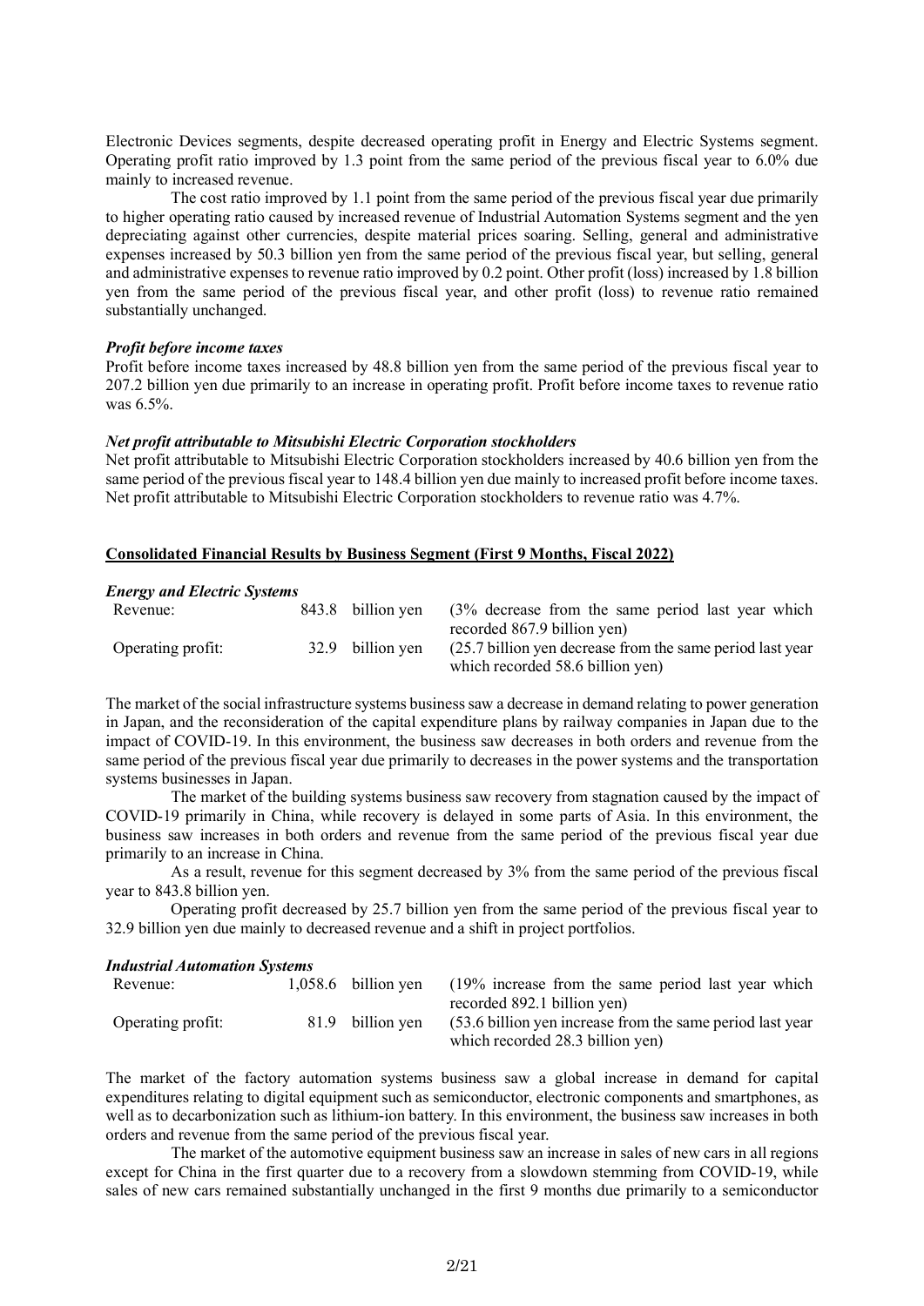Electronic Devices segments, despite decreased operating profit in Energy and Electric Systems segment. Operating profit ratio improved by 1.3 point from the same period of the previous fiscal year to 6.0% due mainly to increased revenue.

The cost ratio improved by 1.1 point from the same period of the previous fiscal year due primarily to higher operating ratio caused by increased revenue of Industrial Automation Systems segment and the yen depreciating against other currencies, despite material prices soaring. Selling, general and administrative expenses increased by 50.3 billion yen from the same period of the previous fiscal year, but selling, general and administrative expenses to revenue ratio improved by 0.2 point. Other profit (loss) increased by 1.8 billion yen from the same period of the previous fiscal year, and other profit (loss) to revenue ratio remained substantially unchanged.

***Profit before income taxes***

Profit before income taxes increased by 48.8 billion yen from the same period of the previous fiscal year to 207.2 billion yen due primarily to an increase in operating profit. Profit before income taxes to revenue ratio was 6.5%.

***Net profit attributable to Mitsubishi Electric Corporation stockholders***

Net profit attributable to Mitsubishi Electric Corporation stockholders increased by 40.6 billion yen from the same period of the previous fiscal year to 148.4 billion yen due mainly to increased profit before income taxes. Net profit attributable to Mitsubishi Electric Corporation stockholders to revenue ratio was 4.7%.

## Consolidated Financial Results by Business Segment (First 9 Months, Fiscal 2022)

***Energy and Electric Systems***

| | | |
|---|---|---|
| Revenue: | 843.8 billion yen | (3% decrease from the same period last year which recorded 867.9 billion yen) |
| Operating profit: | 32.9 billion yen | (25.7 billion yen decrease from the same period last year which recorded 58.6 billion yen) |

The market of the social infrastructure systems business saw a decrease in demand relating to power generation in Japan, and the reconsideration of the capital expenditure plans by railway companies in Japan due to the impact of COVID-19. In this environment, the business saw decreases in both orders and revenue from the same period of the previous fiscal year due primarily to decreases in the power systems and the transportation systems businesses in Japan.

The market of the building systems business saw recovery from stagnation caused by the impact of COVID-19 primarily in China, while recovery is delayed in some parts of Asia. In this environment, the business saw increases in both orders and revenue from the same period of the previous fiscal year due primarily to an increase in China.

As a result, revenue for this segment decreased by 3% from the same period of the previous fiscal year to 843.8 billion yen.

Operating profit decreased by 25.7 billion yen from the same period of the previous fiscal year to 32.9 billion yen due mainly to decreased revenue and a shift in project portfolios.

***Industrial Automation Systems***

| | | |
|---|---|---|
| Revenue: | 1,058.6 billion yen | (19% increase from the same period last year which recorded 892.1 billion yen) |
| Operating profit: | 81.9 billion yen | (53.6 billion yen increase from the same period last year which recorded 28.3 billion yen) |

The market of the factory automation systems business saw a global increase in demand for capital expenditures relating to digital equipment such as semiconductor, electronic components and smartphones, as well as to decarbonization such as lithium-ion battery. In this environment, the business saw increases in both orders and revenue from the same period of the previous fiscal year.

The market of the automotive equipment business saw an increase in sales of new cars in all regions except for China in the first quarter due to a recovery from a slowdown stemming from COVID-19, while sales of new cars remained substantially unchanged in the first 9 months due primarily to a semiconductor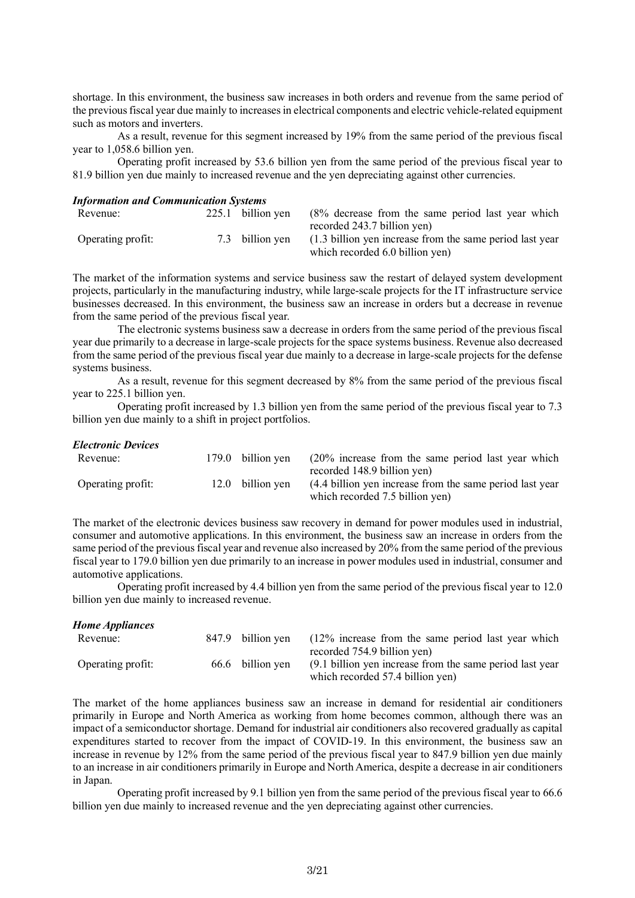shortage. In this environment, the business saw increases in both orders and revenue from the same period of the previous fiscal year due mainly to increases in electrical components and electric vehicle-related equipment such as motors and inverters.

As a result, revenue for this segment increased by 19% from the same period of the previous fiscal year to 1,058.6 billion yen.

Operating profit increased by 53.6 billion yen from the same period of the previous fiscal year to 81.9 billion yen due mainly to increased revenue and the yen depreciating against other currencies.

***Information and Communication Systems***

| | | |
|---|---|---|
| Revenue: | 225.1 billion yen | (8% decrease from the same period last year which recorded 243.7 billion yen) |
| Operating profit: | 7.3 billion yen | (1.3 billion yen increase from the same period last year which recorded 6.0 billion yen) |

The market of the information systems and service business saw the restart of delayed system development projects, particularly in the manufacturing industry, while large-scale projects for the IT infrastructure service businesses decreased. In this environment, the business saw an increase in orders but a decrease in revenue from the same period of the previous fiscal year.

The electronic systems business saw a decrease in orders from the same period of the previous fiscal year due primarily to a decrease in large-scale projects for the space systems business. Revenue also decreased from the same period of the previous fiscal year due mainly to a decrease in large-scale projects for the defense systems business.

As a result, revenue for this segment decreased by 8% from the same period of the previous fiscal year to 225.1 billion yen.

Operating profit increased by 1.3 billion yen from the same period of the previous fiscal year to 7.3 billion yen due mainly to a shift in project portfolios.

***Electronic Devices***

| | | |
|---|---|---|
| Revenue: | 179.0 billion yen | (20% increase from the same period last year which recorded 148.9 billion yen) |
| Operating profit: | 12.0 billion yen | (4.4 billion yen increase from the same period last year which recorded 7.5 billion yen) |

The market of the electronic devices business saw recovery in demand for power modules used in industrial, consumer and automotive applications. In this environment, the business saw an increase in orders from the same period of the previous fiscal year and revenue also increased by 20% from the same period of the previous fiscal year to 179.0 billion yen due primarily to an increase in power modules used in industrial, consumer and automotive applications.

Operating profit increased by 4.4 billion yen from the same period of the previous fiscal year to 12.0 billion yen due mainly to increased revenue.

***Home Appliances***

| | | |
|---|---|---|
| Revenue: | 847.9 billion yen | (12% increase from the same period last year which recorded 754.9 billion yen) |
| Operating profit: | 66.6 billion yen | (9.1 billion yen increase from the same period last year which recorded 57.4 billion yen) |

The market of the home appliances business saw an increase in demand for residential air conditioners primarily in Europe and North America as working from home becomes common, although there was an impact of a semiconductor shortage. Demand for industrial air conditioners also recovered gradually as capital expenditures started to recover from the impact of COVID-19. In this environment, the business saw an increase in revenue by 12% from the same period of the previous fiscal year to 847.9 billion yen due mainly to an increase in air conditioners primarily in Europe and North America, despite a decrease in air conditioners in Japan.

Operating profit increased by 9.1 billion yen from the same period of the previous fiscal year to 66.6 billion yen due mainly to increased revenue and the yen depreciating against other currencies.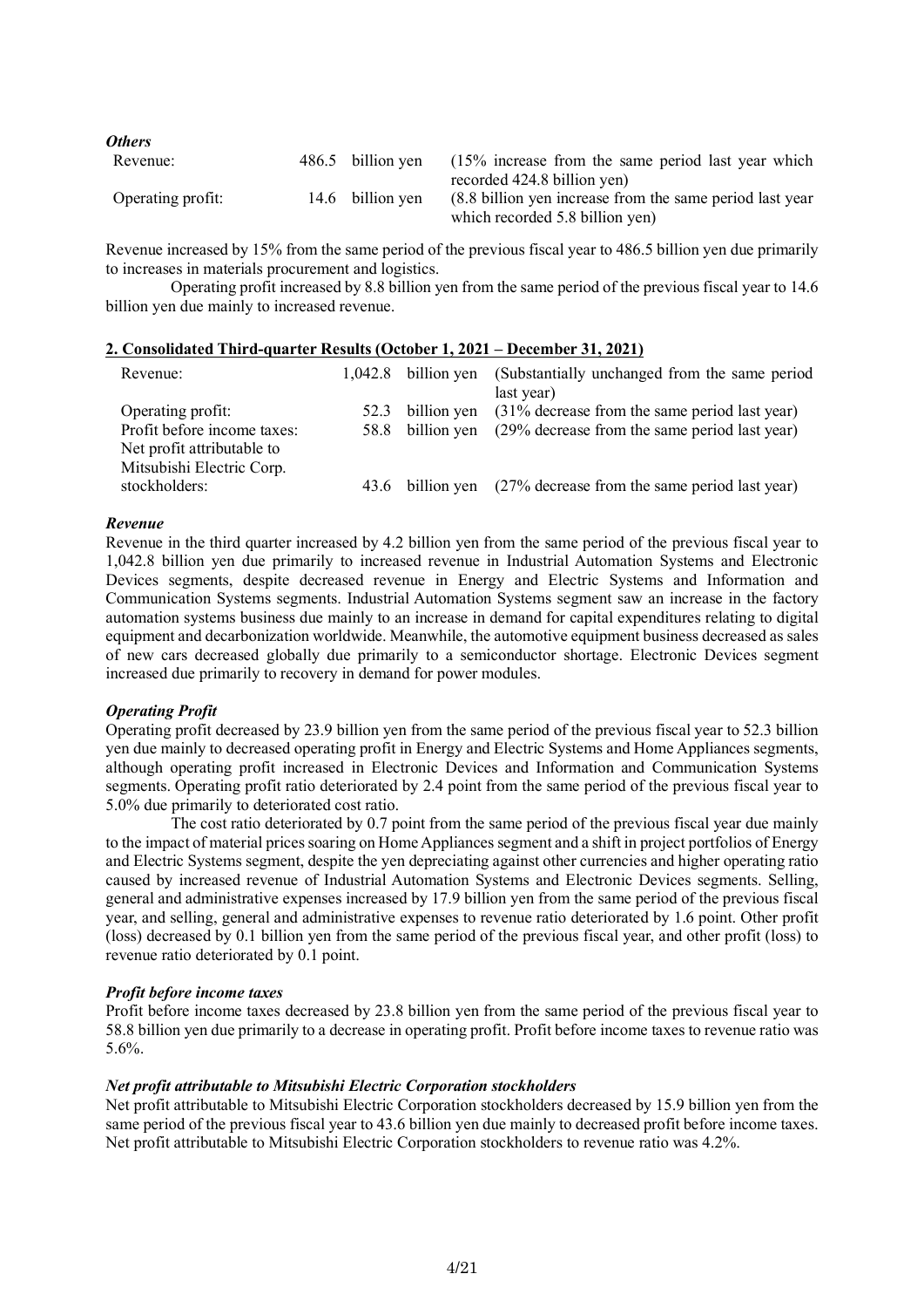***Others***

| | | |
|---|---|---|
| Revenue: | 486.5 billion yen | (15% increase from the same period last year which recorded 424.8 billion yen) |
| Operating profit: | 14.6 billion yen | (8.8 billion yen increase from the same period last year which recorded 5.8 billion yen) |

Revenue increased by 15% from the same period of the previous fiscal year to 486.5 billion yen due primarily to increases in materials procurement and logistics.

Operating profit increased by 8.8 billion yen from the same period of the previous fiscal year to 14.6 billion yen due mainly to increased revenue.

## 2. Consolidated Third-quarter Results (October 1, 2021 – December 31, 2021)

| | | |
|---|---|---|
| Revenue: | 1,042.8 billion yen | (Substantially unchanged from the same period last year) |
| Operating profit: | 52.3 billion yen | (31% decrease from the same period last year) |
| Profit before income taxes: | 58.8 billion yen | (29% decrease from the same period last year) |
| Net profit attributable to Mitsubishi Electric Corp. stockholders: | 43.6 billion yen | (27% decrease from the same period last year) |

***Revenue***

Revenue in the third quarter increased by 4.2 billion yen from the same period of the previous fiscal year to 1,042.8 billion yen due primarily to increased revenue in Industrial Automation Systems and Electronic Devices segments, despite decreased revenue in Energy and Electric Systems and Information and Communication Systems segments. Industrial Automation Systems segment saw an increase in the factory automation systems business due mainly to an increase in demand for capital expenditures relating to digital equipment and decarbonization worldwide. Meanwhile, the automotive equipment business decreased as sales of new cars decreased globally due primarily to a semiconductor shortage. Electronic Devices segment increased due primarily to recovery in demand for power modules.

***Operating Profit***

Operating profit decreased by 23.9 billion yen from the same period of the previous fiscal year to 52.3 billion yen due mainly to decreased operating profit in Energy and Electric Systems and Home Appliances segments, although operating profit increased in Electronic Devices and Information and Communication Systems segments. Operating profit ratio deteriorated by 2.4 point from the same period of the previous fiscal year to 5.0% due primarily to deteriorated cost ratio.

The cost ratio deteriorated by 0.7 point from the same period of the previous fiscal year due mainly to the impact of material prices soaring on Home Appliances segment and a shift in project portfolios of Energy and Electric Systems segment, despite the yen depreciating against other currencies and higher operating ratio caused by increased revenue of Industrial Automation Systems and Electronic Devices segments. Selling, general and administrative expenses increased by 17.9 billion yen from the same period of the previous fiscal year, and selling, general and administrative expenses to revenue ratio deteriorated by 1.6 point. Other profit (loss) decreased by 0.1 billion yen from the same period of the previous fiscal year, and other profit (loss) to revenue ratio deteriorated by 0.1 point.

***Profit before income taxes***

Profit before income taxes decreased by 23.8 billion yen from the same period of the previous fiscal year to 58.8 billion yen due primarily to a decrease in operating profit. Profit before income taxes to revenue ratio was 5.6%.

***Net profit attributable to Mitsubishi Electric Corporation stockholders***

Net profit attributable to Mitsubishi Electric Corporation stockholders decreased by 15.9 billion yen from the same period of the previous fiscal year to 43.6 billion yen due mainly to decreased profit before income taxes. Net profit attributable to Mitsubishi Electric Corporation stockholders to revenue ratio was 4.2%.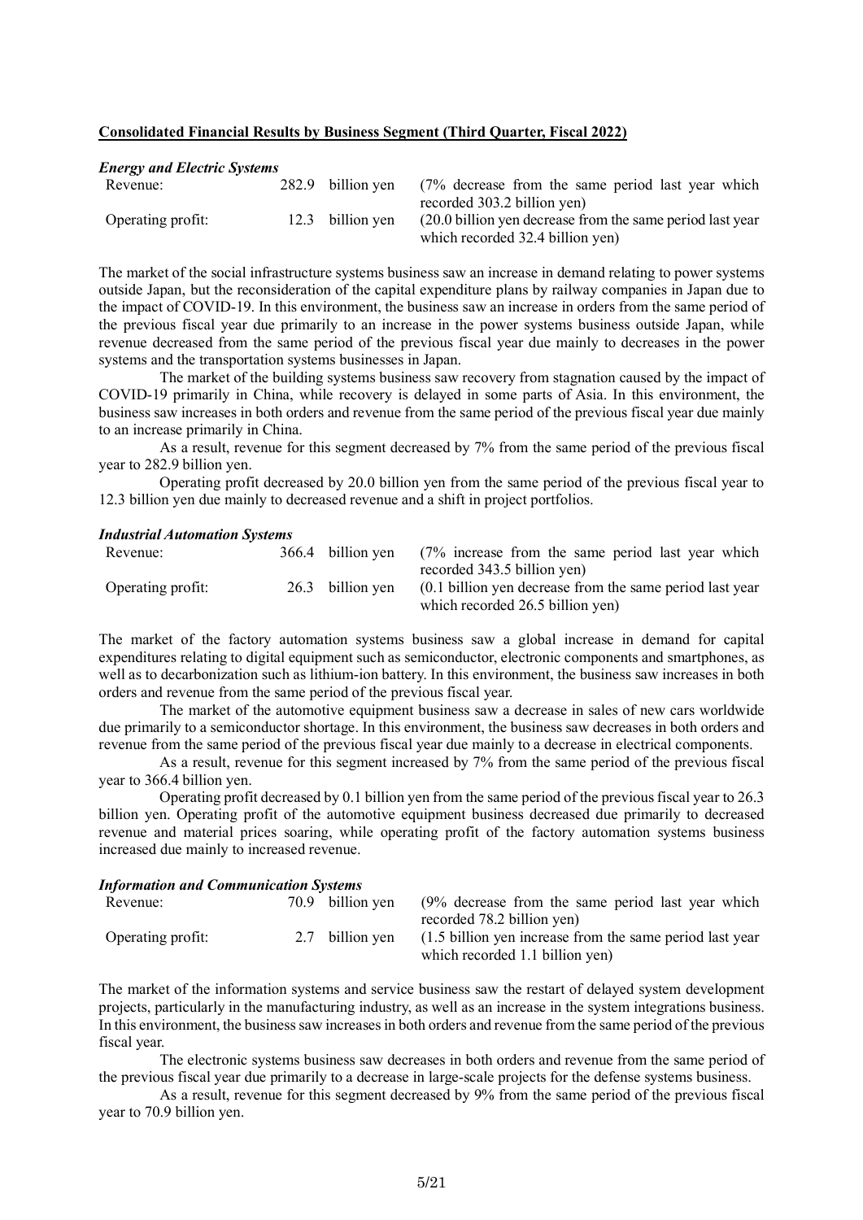**Consolidated Financial Results by Business Segment (Third Quarter, Fiscal 2022)**

***Energy and Electric Systems***

| | | |
|---|---|---|
| Revenue: | 282.9 billion yen | (7% decrease from the same period last year which recorded 303.2 billion yen) |
| Operating profit: | 12.3 billion yen | (20.0 billion yen decrease from the same period last year which recorded 32.4 billion yen) |

The market of the social infrastructure systems business saw an increase in demand relating to power systems outside Japan, but the reconsideration of the capital expenditure plans by railway companies in Japan due to the impact of COVID-19. In this environment, the business saw an increase in orders from the same period of the previous fiscal year due primarily to an increase in the power systems business outside Japan, while revenue decreased from the same period of the previous fiscal year due mainly to decreases in the power systems and the transportation systems businesses in Japan.

The market of the building systems business saw recovery from stagnation caused by the impact of COVID-19 primarily in China, while recovery is delayed in some parts of Asia. In this environment, the business saw increases in both orders and revenue from the same period of the previous fiscal year due mainly to an increase primarily in China.

As a result, revenue for this segment decreased by 7% from the same period of the previous fiscal year to 282.9 billion yen.

Operating profit decreased by 20.0 billion yen from the same period of the previous fiscal year to 12.3 billion yen due mainly to decreased revenue and a shift in project portfolios.

***Industrial Automation Systems***

| | | |
|---|---|---|
| Revenue: | 366.4 billion yen | (7% increase from the same period last year which recorded 343.5 billion yen) |
| Operating profit: | 26.3 billion yen | (0.1 billion yen decrease from the same period last year which recorded 26.5 billion yen) |

The market of the factory automation systems business saw a global increase in demand for capital expenditures relating to digital equipment such as semiconductor, electronic components and smartphones, as well as to decarbonization such as lithium-ion battery. In this environment, the business saw increases in both orders and revenue from the same period of the previous fiscal year.

The market of the automotive equipment business saw a decrease in sales of new cars worldwide due primarily to a semiconductor shortage. In this environment, the business saw decreases in both orders and revenue from the same period of the previous fiscal year due mainly to a decrease in electrical components.

As a result, revenue for this segment increased by 7% from the same period of the previous fiscal year to 366.4 billion yen.

Operating profit decreased by 0.1 billion yen from the same period of the previous fiscal year to 26.3 billion yen. Operating profit of the automotive equipment business decreased due primarily to decreased revenue and material prices soaring, while operating profit of the factory automation systems business increased due mainly to increased revenue.

***Information and Communication Systems***

| | | |
|---|---|---|
| Revenue: | 70.9 billion yen | (9% decrease from the same period last year which recorded 78.2 billion yen) |
| Operating profit: | 2.7 billion yen | (1.5 billion yen increase from the same period last year which recorded 1.1 billion yen) |

The market of the information systems and service business saw the restart of delayed system development projects, particularly in the manufacturing industry, as well as an increase in the system integrations business. In this environment, the business saw increases in both orders and revenue from the same period of the previous fiscal year.

The electronic systems business saw decreases in both orders and revenue from the same period of the previous fiscal year due primarily to a decrease in large-scale projects for the defense systems business.

As a result, revenue for this segment decreased by 9% from the same period of the previous fiscal year to 70.9 billion yen.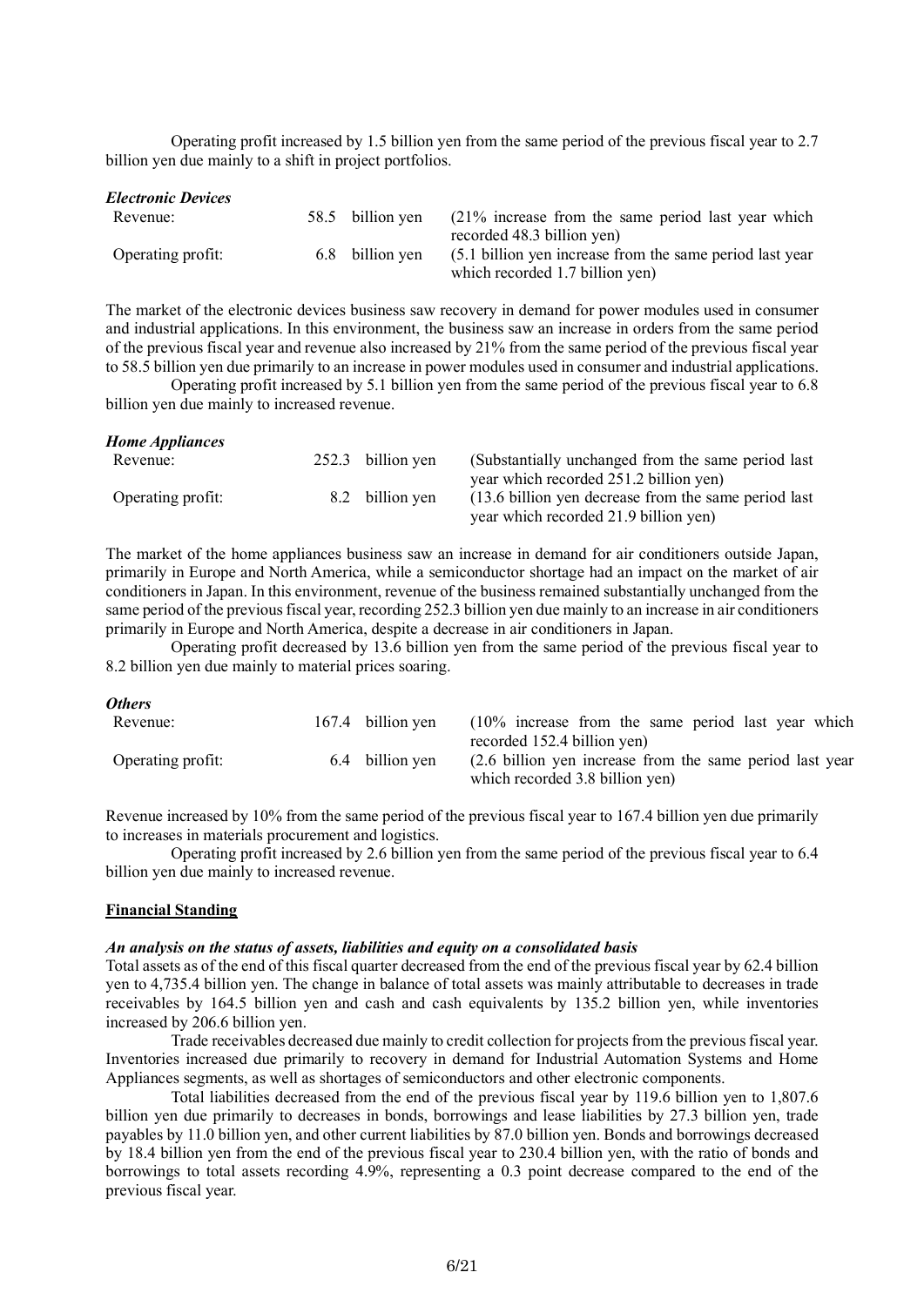Operating profit increased by 1.5 billion yen from the same period of the previous fiscal year to 2.7 billion yen due mainly to a shift in project portfolios.

***Electronic Devices***

| | | |
|---|---|---|
| Revenue: | 58.5 billion yen | (21% increase from the same period last year which recorded 48.3 billion yen) |
| Operating profit: | 6.8 billion yen | (5.1 billion yen increase from the same period last year which recorded 1.7 billion yen) |

The market of the electronic devices business saw recovery in demand for power modules used in consumer and industrial applications. In this environment, the business saw an increase in orders from the same period of the previous fiscal year and revenue also increased by 21% from the same period of the previous fiscal year to 58.5 billion yen due primarily to an increase in power modules used in consumer and industrial applications.

Operating profit increased by 5.1 billion yen from the same period of the previous fiscal year to 6.8 billion yen due mainly to increased revenue.

***Home Appliances***

| | | |
|---|---|---|
| Revenue: | 252.3 billion yen | (Substantially unchanged from the same period last year which recorded 251.2 billion yen) |
| Operating profit: | 8.2 billion yen | (13.6 billion yen decrease from the same period last year which recorded 21.9 billion yen) |

The market of the home appliances business saw an increase in demand for air conditioners outside Japan, primarily in Europe and North America, while a semiconductor shortage had an impact on the market of air conditioners in Japan. In this environment, revenue of the business remained substantially unchanged from the same period of the previous fiscal year, recording 252.3 billion yen due mainly to an increase in air conditioners primarily in Europe and North America, despite a decrease in air conditioners in Japan.

Operating profit decreased by 13.6 billion yen from the same period of the previous fiscal year to 8.2 billion yen due mainly to material prices soaring.

***Others***

| | | |
|---|---|---|
| Revenue: | 167.4 billion yen | (10% increase from the same period last year which recorded 152.4 billion yen) |
| Operating profit: | 6.4 billion yen | (2.6 billion yen increase from the same period last year which recorded 3.8 billion yen) |

Revenue increased by 10% from the same period of the previous fiscal year to 167.4 billion yen due primarily to increases in materials procurement and logistics.

Operating profit increased by 2.6 billion yen from the same period of the previous fiscal year to 6.4 billion yen due mainly to increased revenue.

**Financial Standing**

***An analysis on the status of assets, liabilities and equity on a consolidated basis***

Total assets as of the end of this fiscal quarter decreased from the end of the previous fiscal year by 62.4 billion yen to 4,735.4 billion yen. The change in balance of total assets was mainly attributable to decreases in trade receivables by 164.5 billion yen and cash and cash equivalents by 135.2 billion yen, while inventories increased by 206.6 billion yen.

Trade receivables decreased due mainly to credit collection for projects from the previous fiscal year. Inventories increased due primarily to recovery in demand for Industrial Automation Systems and Home Appliances segments, as well as shortages of semiconductors and other electronic components.

Total liabilities decreased from the end of the previous fiscal year by 119.6 billion yen to 1,807.6 billion yen due primarily to decreases in bonds, borrowings and lease liabilities by 27.3 billion yen, trade payables by 11.0 billion yen, and other current liabilities by 87.0 billion yen. Bonds and borrowings decreased by 18.4 billion yen from the end of the previous fiscal year to 230.4 billion yen, with the ratio of bonds and borrowings to total assets recording 4.9%, representing a 0.3 point decrease compared to the end of the previous fiscal year.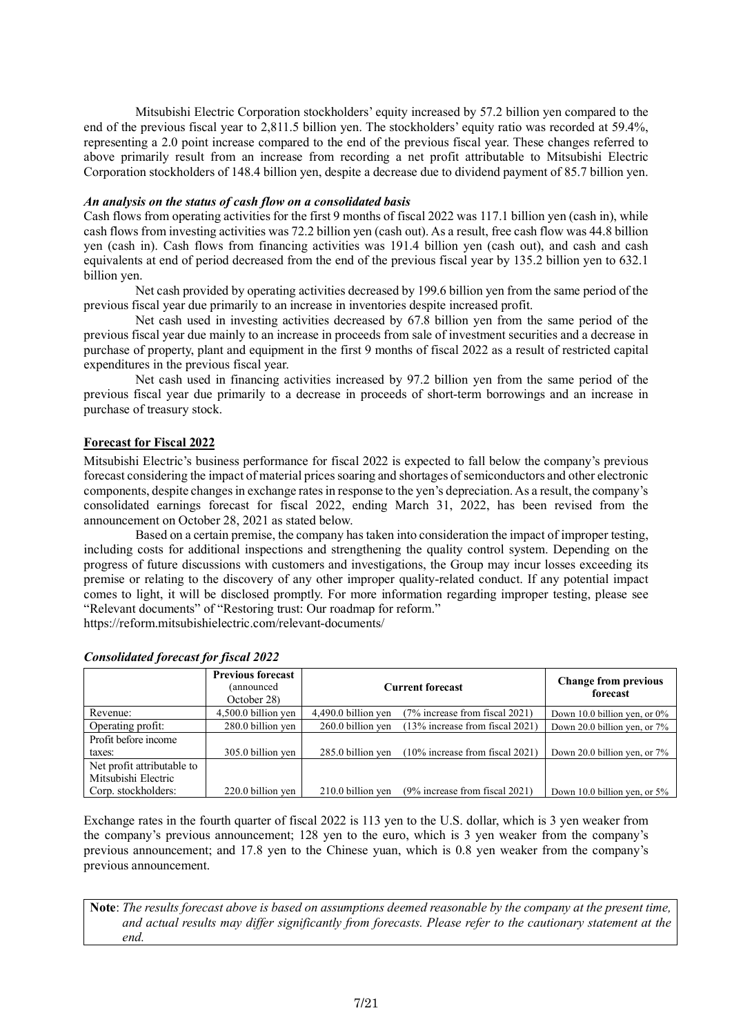Mitsubishi Electric Corporation stockholders' equity increased by 57.2 billion yen compared to the end of the previous fiscal year to 2,811.5 billion yen. The stockholders' equity ratio was recorded at 59.4%, representing a 2.0 point increase compared to the end of the previous fiscal year. These changes referred to above primarily result from an increase from recording a net profit attributable to Mitsubishi Electric Corporation stockholders of 148.4 billion yen, despite a decrease due to dividend payment of 85.7 billion yen.

***An analysis on the status of cash flow on a consolidated basis***

Cash flows from operating activities for the first 9 months of fiscal 2022 was 117.1 billion yen (cash in), while cash flows from investing activities was 72.2 billion yen (cash out). As a result, free cash flow was 44.8 billion yen (cash in). Cash flows from financing activities was 191.4 billion yen (cash out), and cash and cash equivalents at end of period decreased from the end of the previous fiscal year by 135.2 billion yen to 632.1 billion yen.

Net cash provided by operating activities decreased by 199.6 billion yen from the same period of the previous fiscal year due primarily to an increase in inventories despite increased profit.

Net cash used in investing activities decreased by 67.8 billion yen from the same period of the previous fiscal year due mainly to an increase in proceeds from sale of investment securities and a decrease in purchase of property, plant and equipment in the first 9 months of fiscal 2022 as a result of restricted capital expenditures in the previous fiscal year.

Net cash used in financing activities increased by 97.2 billion yen from the same period of the previous fiscal year due primarily to a decrease in proceeds of short-term borrowings and an increase in purchase of treasury stock.

## Forecast for Fiscal 2022

Mitsubishi Electric's business performance for fiscal 2022 is expected to fall below the company's previous forecast considering the impact of material prices soaring and shortages of semiconductors and other electronic components, despite changes in exchange rates in response to the yen's depreciation. As a result, the company's consolidated earnings forecast for fiscal 2022, ending March 31, 2022, has been revised from the announcement on October 28, 2021 as stated below.

Based on a certain premise, the company has taken into consideration the impact of improper testing, including costs for additional inspections and strengthening the quality control system. Depending on the progress of future discussions with customers and investigations, the Group may incur losses exceeding its premise or relating to the discovery of any other improper quality-related conduct. If any potential impact comes to light, it will be disclosed promptly. For more information regarding improper testing, please see "Relevant documents" of "Restoring trust: Our roadmap for reform."
https://reform.mitsubishielectric.com/relevant-documents/

***Consolidated forecast for fiscal 2022***

| | Previous forecast (announced October 28) | Current forecast | | Change from previous forecast |
|---|---|---|---|---|
| Revenue: | 4,500.0 billion yen | 4,490.0 billion yen | (7% increase from fiscal 2021) | Down 10.0 billion yen, or 0% |
| Operating profit: | 280.0 billion yen | 260.0 billion yen | (13% increase from fiscal 2021) | Down 20.0 billion yen, or 7% |
| Profit before income taxes: | 305.0 billion yen | 285.0 billion yen | (10% increase from fiscal 2021) | Down 20.0 billion yen, or 7% |
| Net profit attributable to Mitsubishi Electric Corp. stockholders: | 220.0 billion yen | 210.0 billion yen | (9% increase from fiscal 2021) | Down 10.0 billion yen, or 5% |

Exchange rates in the fourth quarter of fiscal 2022 is 113 yen to the U.S. dollar, which is 3 yen weaker from the company's previous announcement; 128 yen to the euro, which is 3 yen weaker from the company's previous announcement; and 17.8 yen to the Chinese yuan, which is 0.8 yen weaker from the company's previous announcement.

**Note**: *The results forecast above is based on assumptions deemed reasonable by the company at the present time, and actual results may differ significantly from forecasts. Please refer to the cautionary statement at the end.*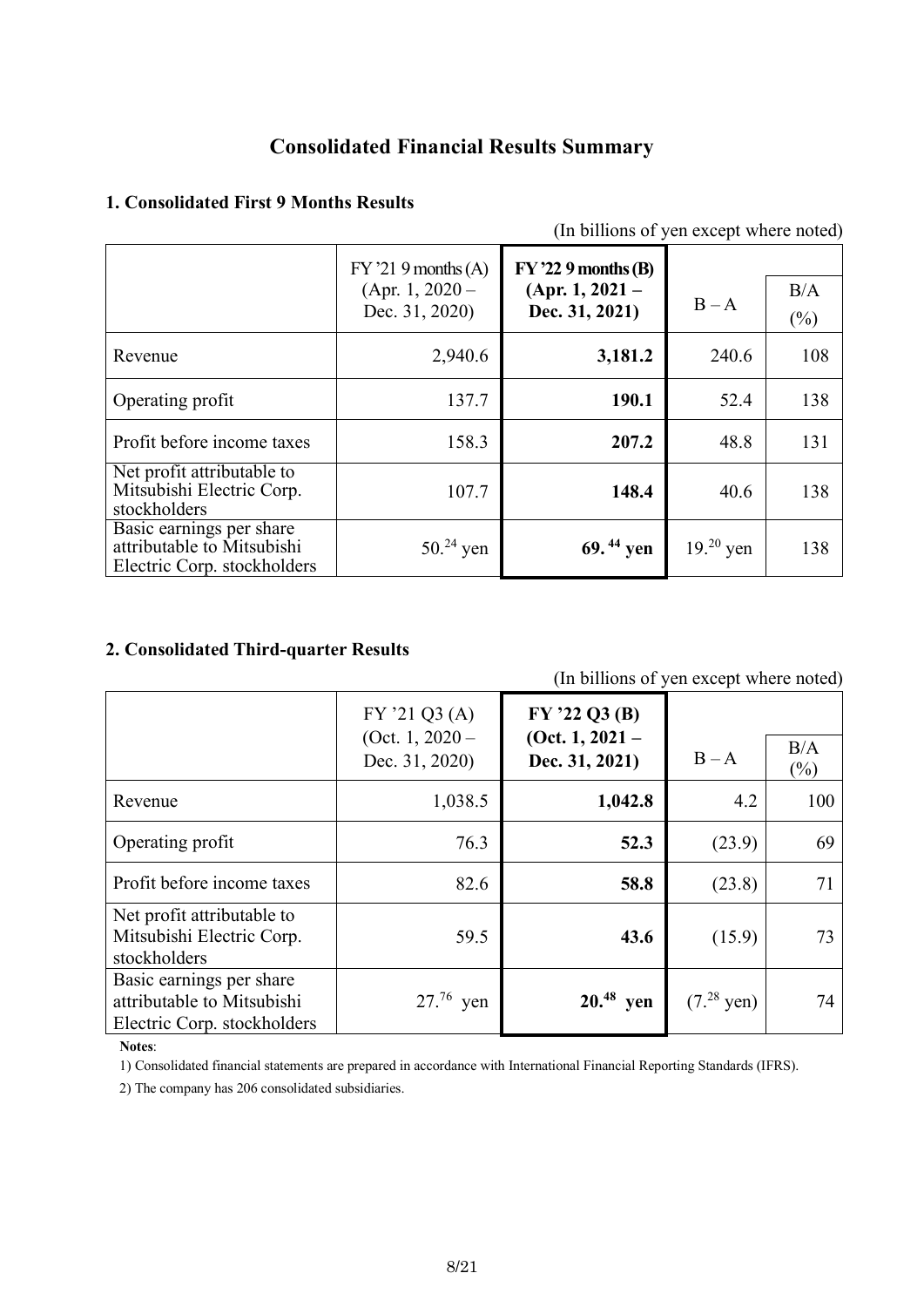# Consolidated Financial Results Summary

## 1. Consolidated First 9 Months Results

(In billions of yen except where noted)

| | FY '21 9 months (A) (Apr. 1, 2020 – Dec. 31, 2020) | **FY '22 9 months (B) (Apr. 1, 2021 – Dec. 31, 2021)** | B – A | B/A (%) |
|---|---|---|---|---|
| Revenue | 2,940.6 | **3,181.2** | 240.6 | 108 |
| Operating profit | 137.7 | **190.1** | 52.4 | 138 |
| Profit before income taxes | 158.3 | **207.2** | 48.8 | 131 |
| Net profit attributable to Mitsubishi Electric Corp. stockholders | 107.7 | **148.4** | 40.6 | 138 |
| Basic earnings per share attributable to Mitsubishi Electric Corp. stockholders | 50.24 yen | **69.44 yen** | 19.20 yen | 138 |

## 2. Consolidated Third-quarter Results

(In billions of yen except where noted)

| | FY '21 Q3 (A) (Oct. 1, 2020 – Dec. 31, 2020) | **FY '22 Q3 (B) (Oct. 1, 2021 – Dec. 31, 2021)** | B – A | B/A (%) |
|---|---|---|---|---|
| Revenue | 1,038.5 | **1,042.8** | 4.2 | 100 |
| Operating profit | 76.3 | **52.3** | (23.9) | 69 |
| Profit before income taxes | 82.6 | **58.8** | (23.8) | 71 |
| Net profit attributable to Mitsubishi Electric Corp. stockholders | 59.5 | **43.6** | (15.9) | 73 |
| Basic earnings per share attributable to Mitsubishi Electric Corp. stockholders | 27.76 yen | **20.48 yen** | (7.28 yen) | 74 |

**Notes**:

1) Consolidated financial statements are prepared in accordance with International Financial Reporting Standards (IFRS).

2) The company has 206 consolidated subsidiaries.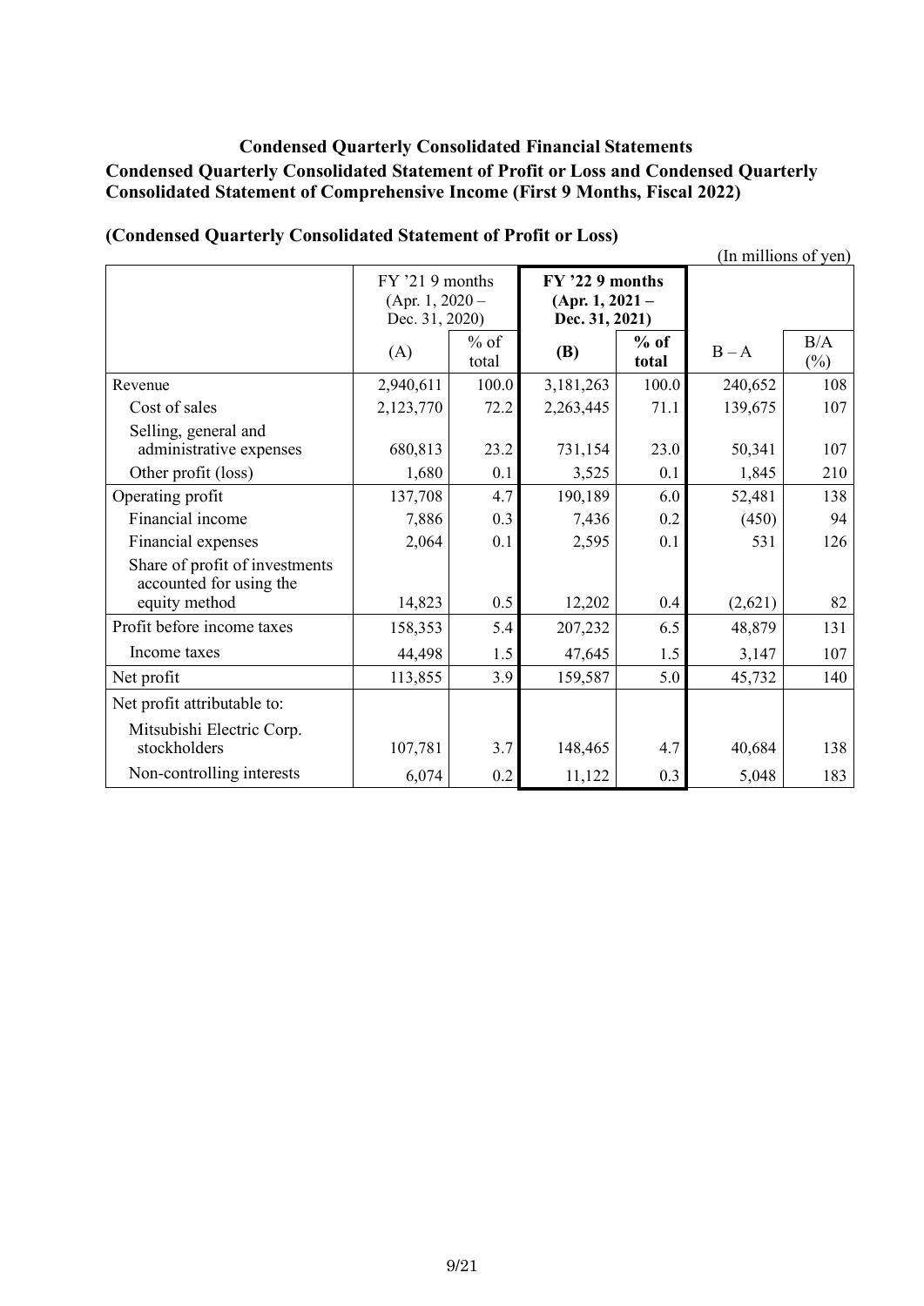## Condensed Quarterly Consolidated Financial Statements

### Condensed Quarterly Consolidated Statement of Profit or Loss and Condensed Quarterly Consolidated Statement of Comprehensive Income (First 9 Months, Fiscal 2022)

### (Condensed Quarterly Consolidated Statement of Profit or Loss)

(In millions of yen)

| | FY '21 9 months (Apr. 1, 2020 – Dec. 31, 2020) | | **FY '22 9 months (Apr. 1, 2021 – Dec. 31, 2021)** | | | |
|---|---|---|---|---|---|---|
| | (A) | % of total | **(B)** | **% of total** | B – A | B/A (%) |
| Revenue | 2,940,611 | 100.0 | 3,181,263 | 100.0 | 240,652 | 108 |
| Cost of sales | 2,123,770 | 72.2 | 2,263,445 | 71.1 | 139,675 | 107 |
| Selling, general and administrative expenses | 680,813 | 23.2 | 731,154 | 23.0 | 50,341 | 107 |
| Other profit (loss) | 1,680 | 0.1 | 3,525 | 0.1 | 1,845 | 210 |
| Operating profit | 137,708 | 4.7 | 190,189 | 6.0 | 52,481 | 138 |
| Financial income | 7,886 | 0.3 | 7,436 | 0.2 | (450) | 94 |
| Financial expenses | 2,064 | 0.1 | 2,595 | 0.1 | 531 | 126 |
| Share of profit of investments accounted for using the equity method | 14,823 | 0.5 | 12,202 | 0.4 | (2,621) | 82 |
| Profit before income taxes | 158,353 | 5.4 | 207,232 | 6.5 | 48,879 | 131 |
| Income taxes | 44,498 | 1.5 | 47,645 | 1.5 | 3,147 | 107 |
| Net profit | 113,855 | 3.9 | 159,587 | 5.0 | 45,732 | 140 |
| Net profit attributable to: | | | | | | |
| Mitsubishi Electric Corp. stockholders | 107,781 | 3.7 | 148,465 | 4.7 | 40,684 | 138 |
| Non-controlling interests | 6,074 | 0.2 | 11,122 | 0.3 | 5,048 | 183 |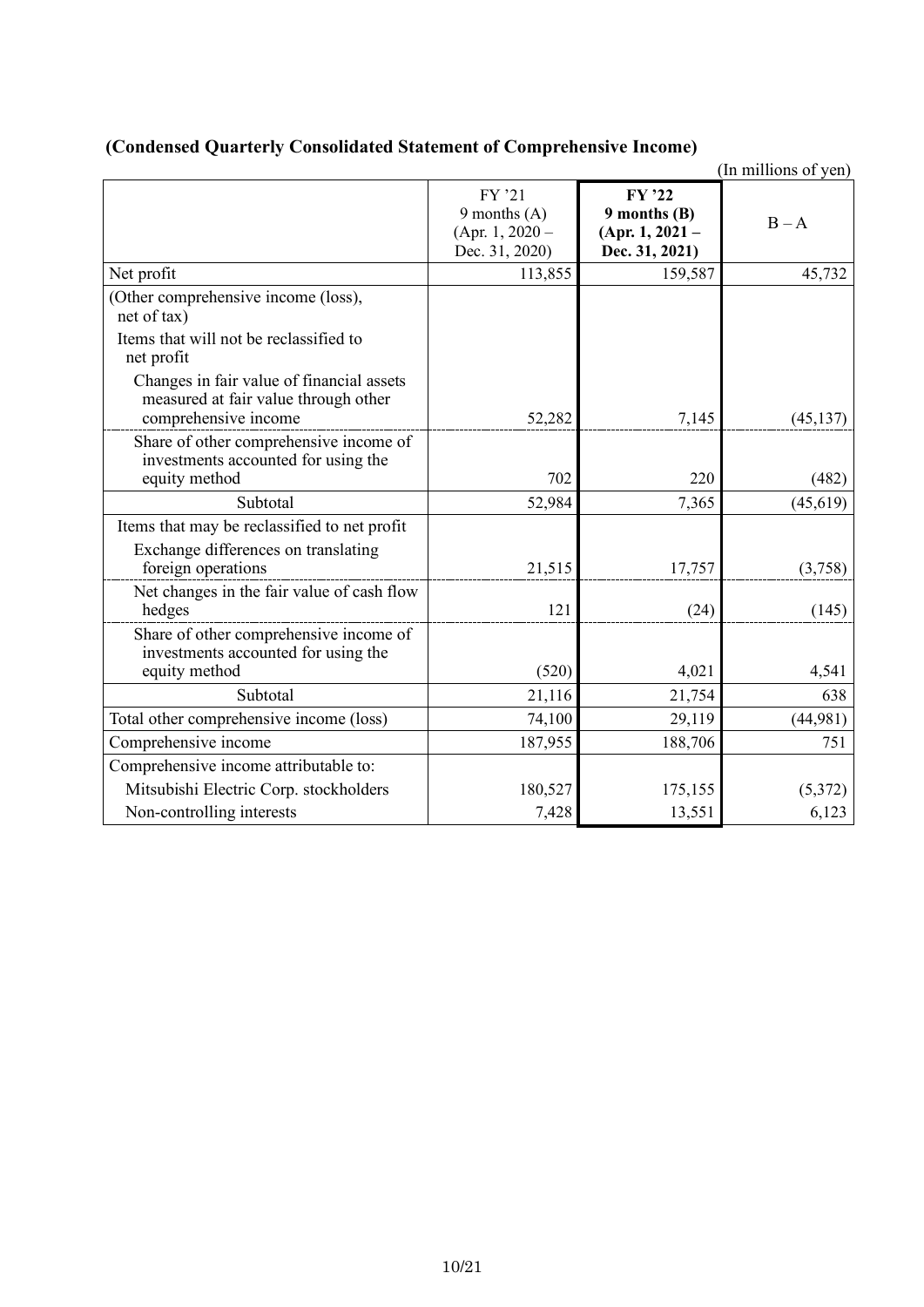## (Condensed Quarterly Consolidated Statement of Comprehensive Income)

(In millions of yen)

| | FY '21 9 months (A) (Apr. 1, 2020 – Dec. 31, 2020) | **FY '22 9 months (B) (Apr. 1, 2021 – Dec. 31, 2021)** | B – A |
|---|---|---|---|
| Net profit | 113,855 | 159,587 | 45,732 |
| (Other comprehensive income (loss), net of tax) | | | |
| Items that will not be reclassified to net profit | | | |
| Changes in fair value of financial assets measured at fair value through other comprehensive income | 52,282 | 7,145 | (45,137) |
| Share of other comprehensive income of investments accounted for using the equity method | 702 | 220 | (482) |
| Subtotal | 52,984 | 7,365 | (45,619) |
| Items that may be reclassified to net profit | | | |
| Exchange differences on translating foreign operations | 21,515 | 17,757 | (3,758) |
| Net changes in the fair value of cash flow hedges | 121 | (24) | (145) |
| Share of other comprehensive income of investments accounted for using the equity method | (520) | 4,021 | 4,541 |
| Subtotal | 21,116 | 21,754 | 638 |
| Total other comprehensive income (loss) | 74,100 | 29,119 | (44,981) |
| Comprehensive income | 187,955 | 188,706 | 751 |
| Comprehensive income attributable to: | | | |
| Mitsubishi Electric Corp. stockholders | 180,527 | 175,155 | (5,372) |
| Non-controlling interests | 7,428 | 13,551 | 6,123 |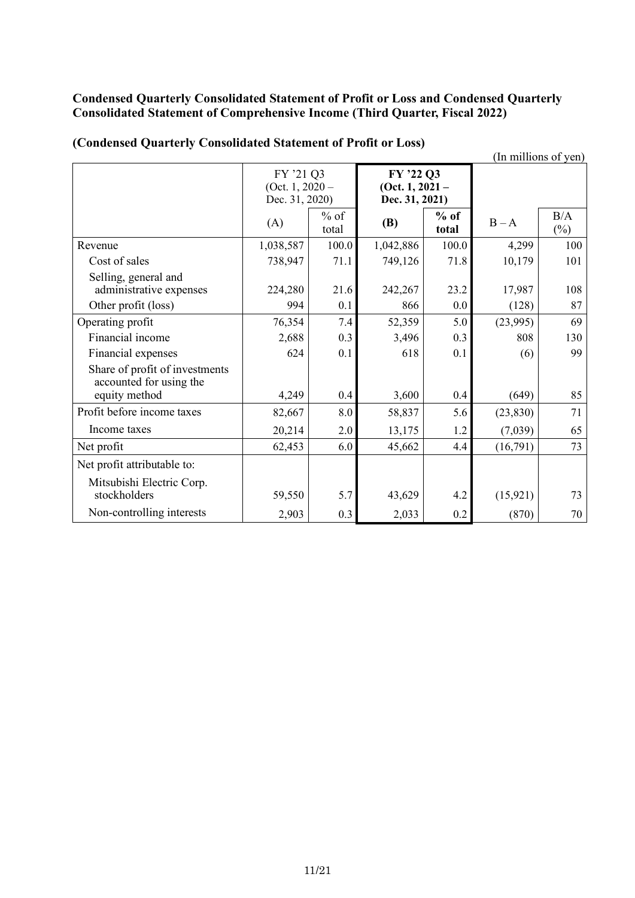**Condensed Quarterly Consolidated Statement of Profit or Loss and Condensed Quarterly Consolidated Statement of Comprehensive Income (Third Quarter, Fiscal 2022)**

**(Condensed Quarterly Consolidated Statement of Profit or Loss)**

(In millions of yen)

| | FY '21 Q3 (Oct. 1, 2020 – Dec. 31, 2020) | | **FY '22 Q3 (Oct. 1, 2021 – Dec. 31, 2021)** | | | |
|---|---|---|---|---|---|---|
| | (A) | % of total | **(B)** | **% of total** | B – A | B/A (%) |
| Revenue | 1,038,587 | 100.0 | 1,042,886 | 100.0 | 4,299 | 100 |
| Cost of sales | 738,947 | 71.1 | 749,126 | 71.8 | 10,179 | 101 |
| Selling, general and administrative expenses | 224,280 | 21.6 | 242,267 | 23.2 | 17,987 | 108 |
| Other profit (loss) | 994 | 0.1 | 866 | 0.0 | (128) | 87 |
| Operating profit | 76,354 | 7.4 | 52,359 | 5.0 | (23,995) | 69 |
| Financial income | 2,688 | 0.3 | 3,496 | 0.3 | 808 | 130 |
| Financial expenses | 624 | 0.1 | 618 | 0.1 | (6) | 99 |
| Share of profit of investments accounted for using the equity method | 4,249 | 0.4 | 3,600 | 0.4 | (649) | 85 |
| Profit before income taxes | 82,667 | 8.0 | 58,837 | 5.6 | (23,830) | 71 |
| Income taxes | 20,214 | 2.0 | 13,175 | 1.2 | (7,039) | 65 |
| Net profit | 62,453 | 6.0 | 45,662 | 4.4 | (16,791) | 73 |
| Net profit attributable to: | | | | | | |
| Mitsubishi Electric Corp. stockholders | 59,550 | 5.7 | 43,629 | 4.2 | (15,921) | 73 |
| Non-controlling interests | 2,903 | 0.3 | 2,033 | 0.2 | (870) | 70 |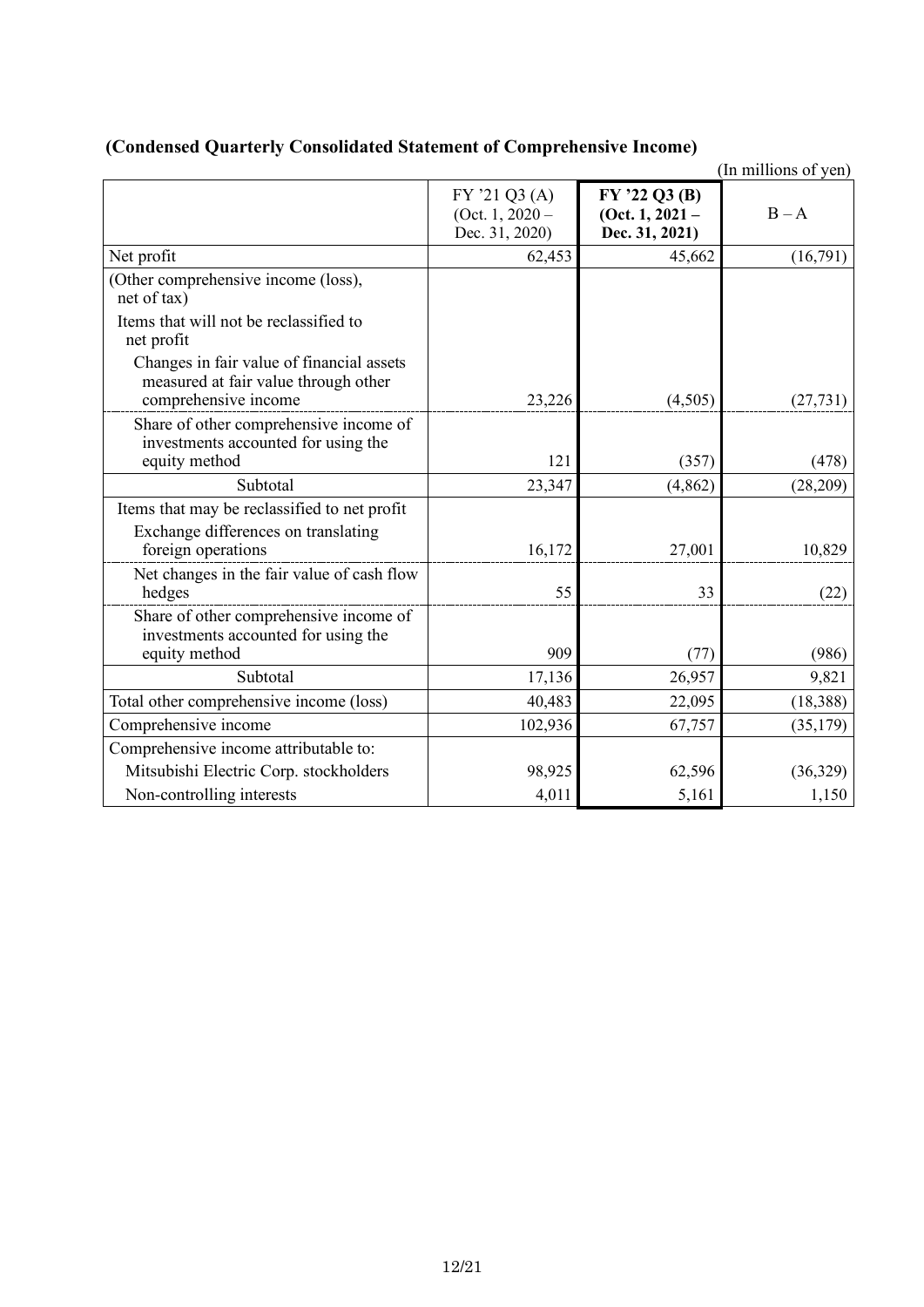### (Condensed Quarterly Consolidated Statement of Comprehensive Income)

(In millions of yen)

| | FY '21 Q3 (A) (Oct. 1, 2020 – Dec. 31, 2020) | **FY '22 Q3 (B) (Oct. 1, 2021 – Dec. 31, 2021)** | B – A |
|---|---|---|---|
| Net profit | 62,453 | 45,662 | (16,791) |
| (Other comprehensive income (loss), net of tax) | | | |
| Items that will not be reclassified to net profit | | | |
| Changes in fair value of financial assets measured at fair value through other comprehensive income | 23,226 | (4,505) | (27,731) |
| Share of other comprehensive income of investments accounted for using the equity method | 121 | (357) | (478) |
| Subtotal | 23,347 | (4,862) | (28,209) |
| Items that may be reclassified to net profit | | | |
| Exchange differences on translating foreign operations | 16,172 | 27,001 | 10,829 |
| Net changes in the fair value of cash flow hedges | 55 | 33 | (22) |
| Share of other comprehensive income of investments accounted for using the equity method | 909 | (77) | (986) |
| Subtotal | 17,136 | 26,957 | 9,821 |
| Total other comprehensive income (loss) | 40,483 | 22,095 | (18,388) |
| Comprehensive income | 102,936 | 67,757 | (35,179) |
| Comprehensive income attributable to: | | | |
| Mitsubishi Electric Corp. stockholders | 98,925 | 62,596 | (36,329) |
| Non-controlling interests | 4,011 | 5,161 | 1,150 |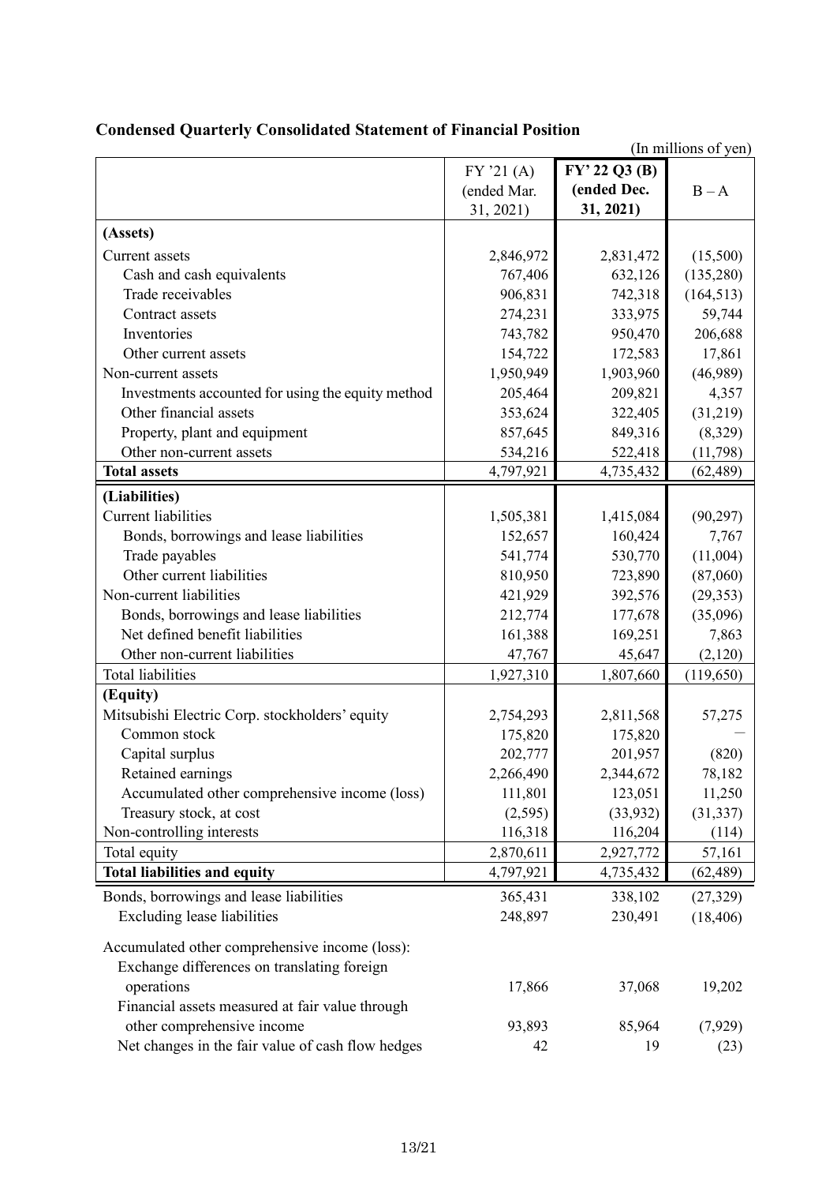## Condensed Quarterly Consolidated Statement of Financial Position

(In millions of yen)

| | FY '21 (A) (ended Mar. 31, 2021) | **FY' 22 Q3 (B) (ended Dec. 31, 2021)** | B – A |
|---|---|---|---|
| **(Assets)** | | | |
| Current assets | 2,846,972 | 2,831,472 | (15,500) |
| Cash and cash equivalents | 767,406 | 632,126 | (135,280) |
| Trade receivables | 906,831 | 742,318 | (164,513) |
| Contract assets | 274,231 | 333,975 | 59,744 |
| Inventories | 743,782 | 950,470 | 206,688 |
| Other current assets | 154,722 | 172,583 | 17,861 |
| Non-current assets | 1,950,949 | 1,903,960 | (46,989) |
| Investments accounted for using the equity method | 205,464 | 209,821 | 4,357 |
| Other financial assets | 353,624 | 322,405 | (31,219) |
| Property, plant and equipment | 857,645 | 849,316 | (8,329) |
| Other non-current assets | 534,216 | 522,418 | (11,798) |
| **Total assets** | 4,797,921 | 4,735,432 | (62,489) |
| **(Liabilities)** | | | |
| Current liabilities | 1,505,381 | 1,415,084 | (90,297) |
| Bonds, borrowings and lease liabilities | 152,657 | 160,424 | 7,767 |
| Trade payables | 541,774 | 530,770 | (11,004) |
| Other current liabilities | 810,950 | 723,890 | (87,060) |
| Non-current liabilities | 421,929 | 392,576 | (29,353) |
| Bonds, borrowings and lease liabilities | 212,774 | 177,678 | (35,096) |
| Net defined benefit liabilities | 161,388 | 169,251 | 7,863 |
| Other non-current liabilities | 47,767 | 45,647 | (2,120) |
| Total liabilities | 1,927,310 | 1,807,660 | (119,650) |
| **(Equity)** | | | |
| Mitsubishi Electric Corp. stockholders' equity | 2,754,293 | 2,811,568 | 57,275 |
| Common stock | 175,820 | 175,820 | — |
| Capital surplus | 202,777 | 201,957 | (820) |
| Retained earnings | 2,266,490 | 2,344,672 | 78,182 |
| Accumulated other comprehensive income (loss) | 111,801 | 123,051 | 11,250 |
| Treasury stock, at cost | (2,595) | (33,932) | (31,337) |
| Non-controlling interests | 116,318 | 116,204 | (114) |
| Total equity | 2,870,611 | 2,927,772 | 57,161 |
| **Total liabilities and equity** | 4,797,921 | 4,735,432 | (62,489) |

| | | | |
|---|---|---|---|
| Bonds, borrowings and lease liabilities | 365,431 | 338,102 | (27,329) |
| Excluding lease liabilities | 248,897 | 230,491 | (18,406) |
| Accumulated other comprehensive income (loss): | | | |
| Exchange differences on translating foreign operations | 17,866 | 37,068 | 19,202 |
| Financial assets measured at fair value through other comprehensive income | 93,893 | 85,964 | (7,929) |
| Net changes in the fair value of cash flow hedges | 42 | 19 | (23) |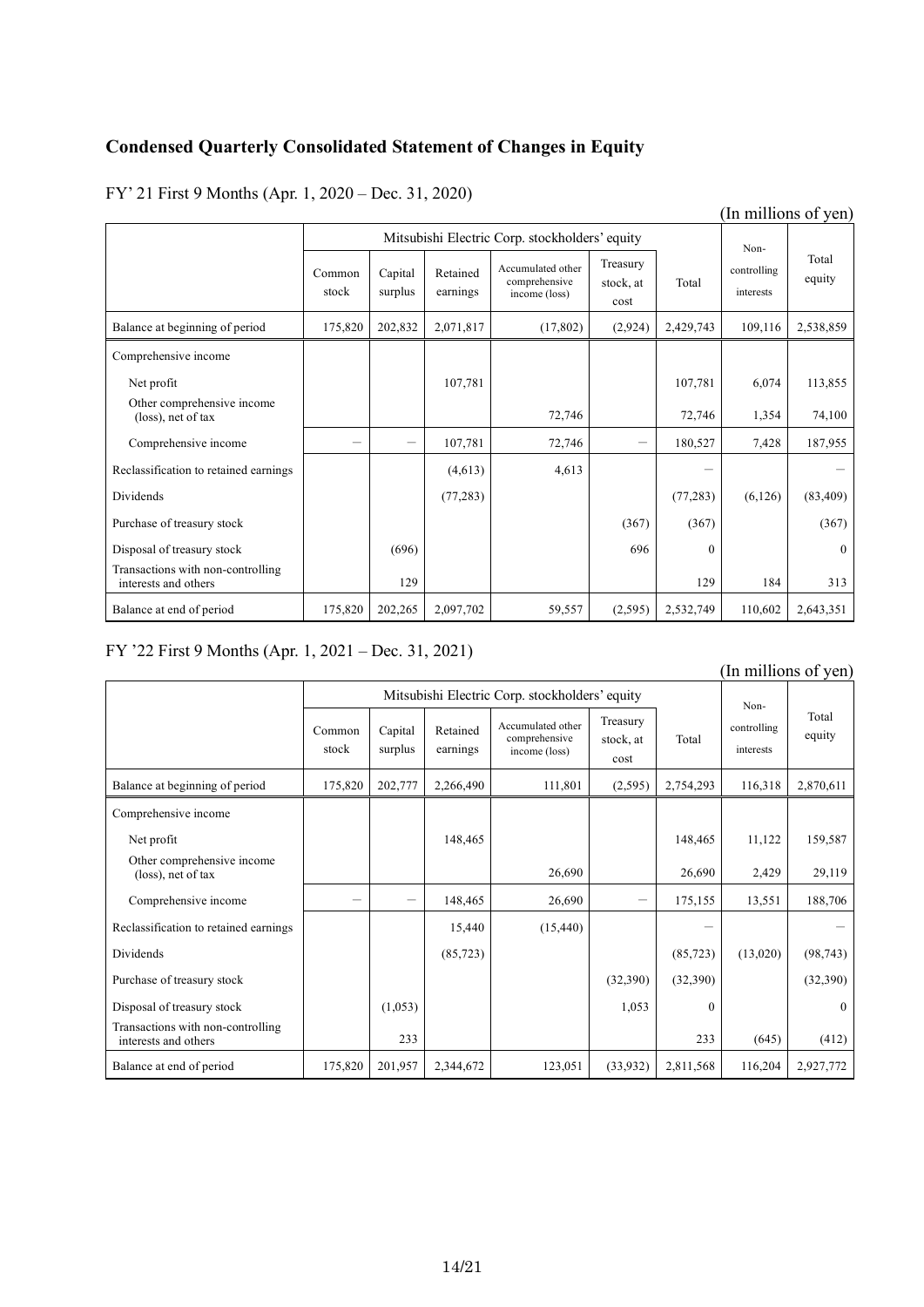## Condensed Quarterly Consolidated Statement of Changes in Equity

FY' 21 First 9 Months (Apr. 1, 2020 – Dec. 31, 2020)

(In millions of yen)

| | Mitsubishi Electric Corp. stockholders' equity | | | | | | Non-controlling interests | Total equity |
|---|---|---|---|---|---|---|---|---|
| | Common stock | Capital surplus | Retained earnings | Accumulated other comprehensive income (loss) | Treasury stock, at cost | Total | | |
| Balance at beginning of period | 175,820 | 202,832 | 2,071,817 | (17,802) | (2,924) | 2,429,743 | 109,116 | 2,538,859 |
| Comprehensive income | | | | | | | | |
| Net profit | | | 107,781 | | | 107,781 | 6,074 | 113,855 |
| Other comprehensive income (loss), net of tax | | | | 72,746 | | 72,746 | 1,354 | 74,100 |
| Comprehensive income | − | − | 107,781 | 72,746 | − | 180,527 | 7,428 | 187,955 |
| Reclassification to retained earnings | | | (4,613) | 4,613 | | − | | − |
| Dividends | | | (77,283) | | | (77,283) | (6,126) | (83,409) |
| Purchase of treasury stock | | | | | (367) | (367) | | (367) |
| Disposal of treasury stock | | (696) | | | 696 | 0 | | 0 |
| Transactions with non-controlling interests and others | | 129 | | | | 129 | 184 | 313 |
| Balance at end of period | 175,820 | 202,265 | 2,097,702 | 59,557 | (2,595) | 2,532,749 | 110,602 | 2,643,351 |

FY '22 First 9 Months (Apr. 1, 2021 – Dec. 31, 2021)

(In millions of yen)

| | Mitsubishi Electric Corp. stockholders' equity | | | | | | Non-controlling interests | Total equity |
|---|---|---|---|---|---|---|---|---|
| | Common stock | Capital surplus | Retained earnings | Accumulated other comprehensive income (loss) | Treasury stock, at cost | Total | | |
| Balance at beginning of period | 175,820 | 202,777 | 2,266,490 | 111,801 | (2,595) | 2,754,293 | 116,318 | 2,870,611 |
| Comprehensive income | | | | | | | | |
| Net profit | | | 148,465 | | | 148,465 | 11,122 | 159,587 |
| Other comprehensive income (loss), net of tax | | | | 26,690 | | 26,690 | 2,429 | 29,119 |
| Comprehensive income | − | − | 148,465 | 26,690 | − | 175,155 | 13,551 | 188,706 |
| Reclassification to retained earnings | | | 15,440 | (15,440) | | − | | − |
| Dividends | | | (85,723) | | | (85,723) | (13,020) | (98,743) |
| Purchase of treasury stock | | | | | (32,390) | (32,390) | | (32,390) |
| Disposal of treasury stock | | (1,053) | | | 1,053 | 0 | | 0 |
| Transactions with non-controlling interests and others | | 233 | | | | 233 | (645) | (412) |
| Balance at end of period | 175,820 | 201,957 | 2,344,672 | 123,051 | (33,932) | 2,811,568 | 116,204 | 2,927,772 |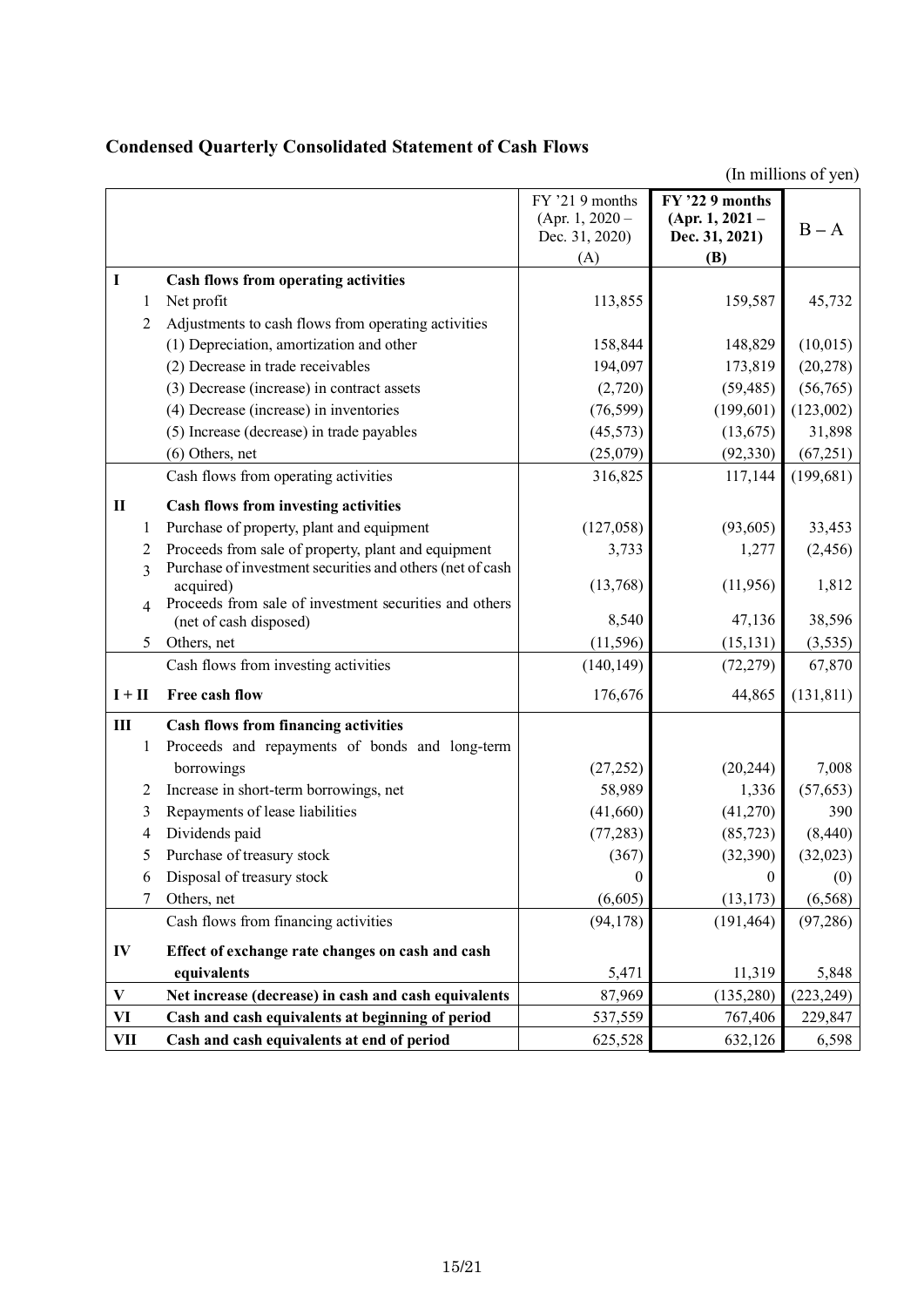## Condensed Quarterly Consolidated Statement of Cash Flows

(In millions of yen)

| | | | FY '21 9 months (Apr. 1, 2020 – Dec. 31, 2020) (A) | **FY '22 9 months (Apr. 1, 2021 – Dec. 31, 2021) (B)** | B – A |
|---|---|---|---|---|---|
| **I** | | **Cash flows from operating activities** | | | |
| | 1 | Net profit | 113,855 | 159,587 | 45,732 |
| | 2 | Adjustments to cash flows from operating activities | | | |
| | | (1) Depreciation, amortization and other | 158,844 | 148,829 | (10,015) |
| | | (2) Decrease in trade receivables | 194,097 | 173,819 | (20,278) |
| | | (3) Decrease (increase) in contract assets | (2,720) | (59,485) | (56,765) |
| | | (4) Decrease (increase) in inventories | (76,599) | (199,601) | (123,002) |
| | | (5) Increase (decrease) in trade payables | (45,573) | (13,675) | 31,898 |
| | | (6) Others, net | (25,079) | (92,330) | (67,251) |
| | | Cash flows from operating activities | 316,825 | 117,144 | (199,681) |
| **II** | | **Cash flows from investing activities** | | | |
| | 1 | Purchase of property, plant and equipment | (127,058) | (93,605) | 33,453 |
| | 2 | Proceeds from sale of property, plant and equipment | 3,733 | 1,277 | (2,456) |
| | 3 | Purchase of investment securities and others (net of cash acquired) | (13,768) | (11,956) | 1,812 |
| | 4 | Proceeds from sale of investment securities and others (net of cash disposed) | 8,540 | 47,136 | 38,596 |
| | 5 | Others, net | (11,596) | (15,131) | (3,535) |
| | | Cash flows from investing activities | (140,149) | (72,279) | 67,870 |
| **I + II** | | **Free cash flow** | 176,676 | 44,865 | (131,811) |
| **III** | | **Cash flows from financing activities** | | | |
| | 1 | Proceeds and repayments of bonds and long-term borrowings | (27,252) | (20,244) | 7,008 |
| | 2 | Increase in short-term borrowings, net | 58,989 | 1,336 | (57,653) |
| | 3 | Repayments of lease liabilities | (41,660) | (41,270) | 390 |
| | 4 | Dividends paid | (77,283) | (85,723) | (8,440) |
| | 5 | Purchase of treasury stock | (367) | (32,390) | (32,023) |
| | 6 | Disposal of treasury stock | 0 | 0 | (0) |
| | 7 | Others, net | (6,605) | (13,173) | (6,568) |
| | | Cash flows from financing activities | (94,178) | (191,464) | (97,286) |
| **IV** | | **Effect of exchange rate changes on cash and cash equivalents** | 5,471 | 11,319 | 5,848 |
| **V** | | **Net increase (decrease) in cash and cash equivalents** | 87,969 | (135,280) | (223,249) |
| **VI** | | **Cash and cash equivalents at beginning of period** | 537,559 | 767,406 | 229,847 |
| **VII** | | **Cash and cash equivalents at end of period** | 625,528 | 632,126 | 6,598 |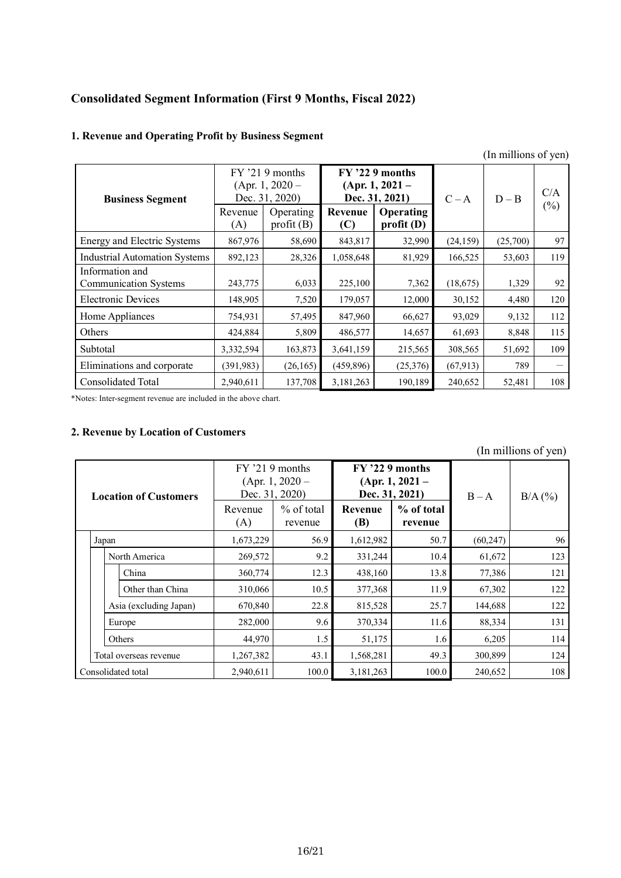## Consolidated Segment Information (First 9 Months, Fiscal 2022)

### 1. Revenue and Operating Profit by Business Segment

(In millions of yen)

| Business Segment | FY '21 9 months (Apr. 1, 2020 – Dec. 31, 2020) | | **FY '22 9 months (Apr. 1, 2021 – Dec. 31, 2021)** | | C – A | D – B | C/A (%) |
|---|---|---|---|---|---|---|---|
| | Revenue (A) | Operating profit (B) | **Revenue (C)** | **Operating profit (D)** | | | |
| Energy and Electric Systems | 867,976 | 58,690 | 843,817 | 32,990 | (24,159) | (25,700) | 97 |
| Industrial Automation Systems | 892,123 | 28,326 | 1,058,648 | 81,929 | 166,525 | 53,603 | 119 |
| Information and Communication Systems | 243,775 | 6,033 | 225,100 | 7,362 | (18,675) | 1,329 | 92 |
| Electronic Devices | 148,905 | 7,520 | 179,057 | 12,000 | 30,152 | 4,480 | 120 |
| Home Appliances | 754,931 | 57,495 | 847,960 | 66,627 | 93,029 | 9,132 | 112 |
| Others | 424,884 | 5,809 | 486,577 | 14,657 | 61,693 | 8,848 | 115 |
| Subtotal | 3,332,594 | 163,873 | 3,641,159 | 215,565 | 308,565 | 51,692 | 109 |
| Eliminations and corporate | (391,983) | (26,165) | (459,896) | (25,376) | (67,913) | 789 | － |
| Consolidated Total | 2,940,611 | 137,708 | 3,181,263 | 190,189 | 240,652 | 52,481 | 108 |

*Notes: Inter-segment revenue are included in the above chart.

### 2. Revenue by Location of Customers

(In millions of yen)

| Location of Customers | FY '21 9 months (Apr. 1, 2020 – Dec. 31, 2020) | | **FY '22 9 months (Apr. 1, 2021 – Dec. 31, 2021)** | | B – A | B/A (%) |
|---|---|---|---|---|---|---|
| | Revenue (A) | % of total revenue | **Revenue (B)** | **% of total revenue** | | |
| Japan | 1,673,229 | 56.9 | 1,612,982 | 50.7 | (60,247) | 96 |
| North America | 269,572 | 9.2 | 331,244 | 10.4 | 61,672 | 123 |
| China | 360,774 | 12.3 | 438,160 | 13.8 | 77,386 | 121 |
| Other than China | 310,066 | 10.5 | 377,368 | 11.9 | 67,302 | 122 |
| Asia (excluding Japan) | 670,840 | 22.8 | 815,528 | 25.7 | 144,688 | 122 |
| Europe | 282,000 | 9.6 | 370,334 | 11.6 | 88,334 | 131 |
| Others | 44,970 | 1.5 | 51,175 | 1.6 | 6,205 | 114 |
| Total overseas revenue | 1,267,382 | 43.1 | 1,568,281 | 49.3 | 300,899 | 124 |
| Consolidated total | 2,940,611 | 100.0 | 3,181,263 | 100.0 | 240,652 | 108 |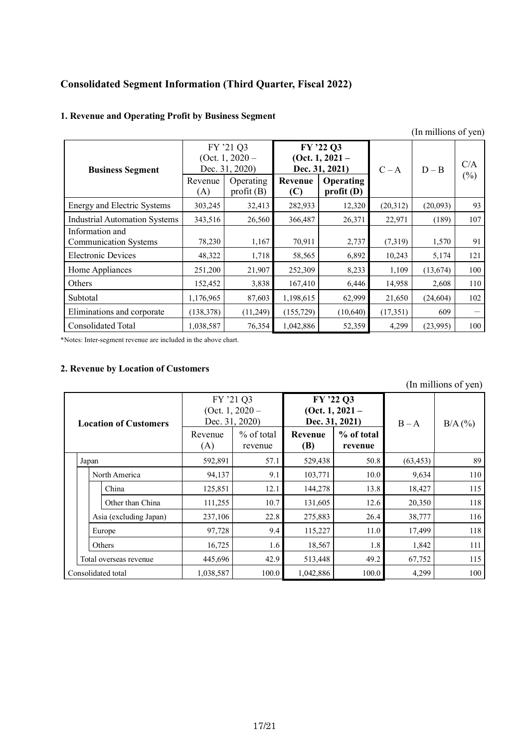## Consolidated Segment Information (Third Quarter, Fiscal 2022)

### 1. Revenue and Operating Profit by Business Segment

(In millions of yen)

| Business Segment | FY '21 Q3 (Oct. 1, 2020 – Dec. 31, 2020) | | **FY '22 Q3 (Oct. 1, 2021 – Dec. 31, 2021)** | | C – A | D – B | C/A (%) |
|---|---|---|---|---|---|---|---|
| | Revenue (A) | Operating profit (B) | **Revenue (C)** | **Operating profit (D)** | | | |
| Energy and Electric Systems | 303,245 | 32,413 | 282,933 | 12,320 | (20,312) | (20,093) | 93 |
| Industrial Automation Systems | 343,516 | 26,560 | 366,487 | 26,371 | 22,971 | (189) | 107 |
| Information and Communication Systems | 78,230 | 1,167 | 70,911 | 2,737 | (7,319) | 1,570 | 91 |
| Electronic Devices | 48,322 | 1,718 | 58,565 | 6,892 | 10,243 | 5,174 | 121 |
| Home Appliances | 251,200 | 21,907 | 252,309 | 8,233 | 1,109 | (13,674) | 100 |
| Others | 152,452 | 3,838 | 167,410 | 6,446 | 14,958 | 2,608 | 110 |
| Subtotal | 1,176,965 | 87,603 | 1,198,615 | 62,999 | 21,650 | (24,604) | 102 |
| Eliminations and corporate | (138,378) | (11,249) | (155,729) | (10,640) | (17,351) | 609 | — |
| Consolidated Total | 1,038,587 | 76,354 | 1,042,886 | 52,359 | 4,299 | (23,995) | 100 |

*Notes: Inter-segment revenue are included in the above chart.

### 2. Revenue by Location of Customers

(In millions of yen)

| Location of Customers | FY '21 Q3 (Oct. 1, 2020 – Dec. 31, 2020) | | **FY '22 Q3 (Oct. 1, 2021 – Dec. 31, 2021)** | | B – A | B/A (%) |
|---|---|---|---|---|---|---|
| | Revenue (A) | % of total revenue | **Revenue (B)** | **% of total revenue** | | |
| Japan | 592,891 | 57.1 | 529,438 | 50.8 | (63,453) | 89 |
| North America | 94,137 | 9.1 | 103,771 | 10.0 | 9,634 | 110 |
| China | 125,851 | 12.1 | 144,278 | 13.8 | 18,427 | 115 |
| Other than China | 111,255 | 10.7 | 131,605 | 12.6 | 20,350 | 118 |
| Asia (excluding Japan) | 237,106 | 22.8 | 275,883 | 26.4 | 38,777 | 116 |
| Europe | 97,728 | 9.4 | 115,227 | 11.0 | 17,499 | 118 |
| Others | 16,725 | 1.6 | 18,567 | 1.8 | 1,842 | 111 |
| Total overseas revenue | 445,696 | 42.9 | 513,448 | 49.2 | 67,752 | 115 |
| Consolidated total | 1,038,587 | 100.0 | 1,042,886 | 100.0 | 4,299 | 100 |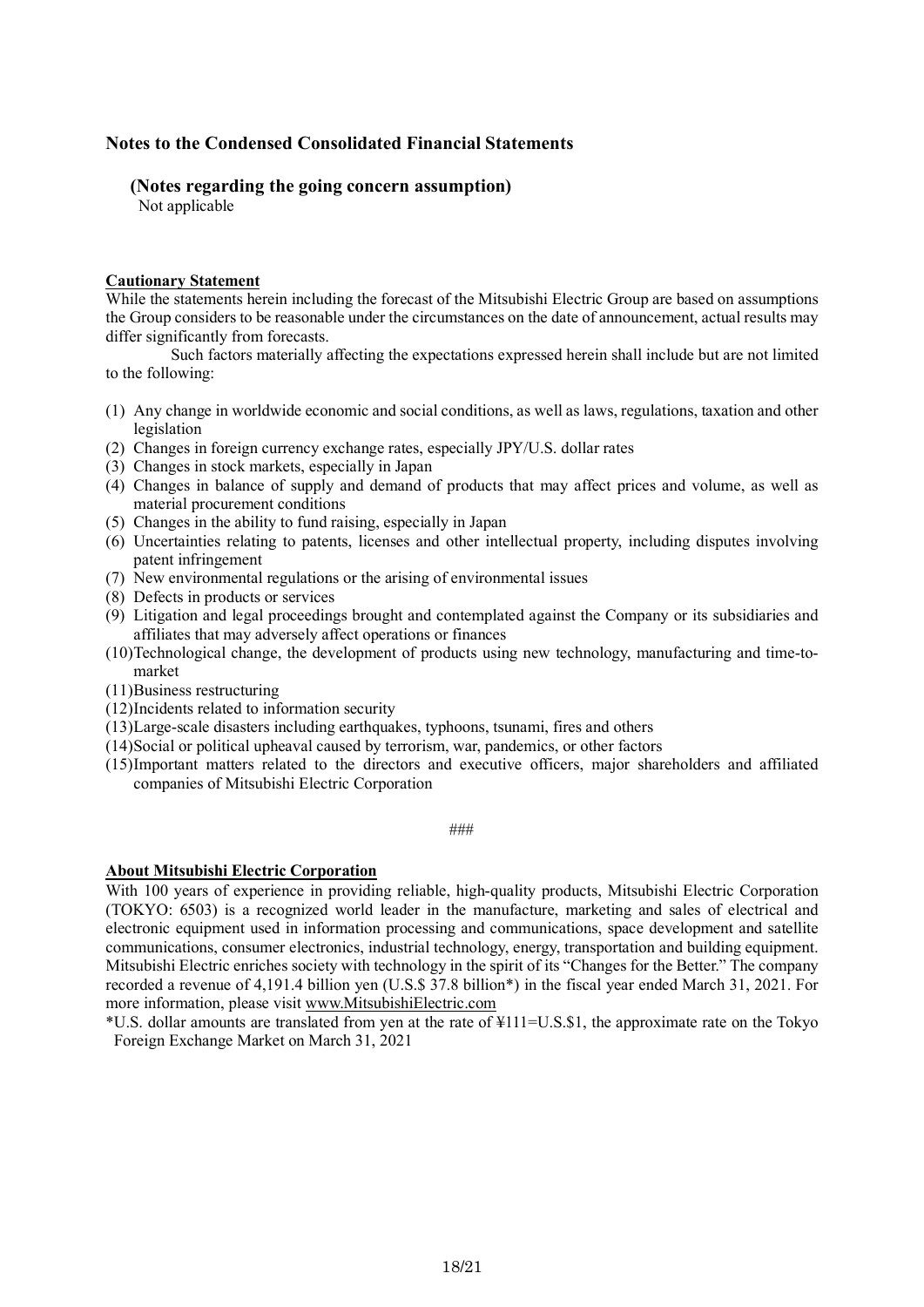## Notes to the Condensed Consolidated Financial Statements

### (Notes regarding the going concern assumption)

Not applicable

**Cautionary Statement**

While the statements herein including the forecast of the Mitsubishi Electric Group are based on assumptions the Group considers to be reasonable under the circumstances on the date of announcement, actual results may differ significantly from forecasts.

Such factors materially affecting the expectations expressed herein shall include but are not limited to the following:

(1) Any change in worldwide economic and social conditions, as well as laws, regulations, taxation and other legislation
(2) Changes in foreign currency exchange rates, especially JPY/U.S. dollar rates
(3) Changes in stock markets, especially in Japan
(4) Changes in balance of supply and demand of products that may affect prices and volume, as well as material procurement conditions
(5) Changes in the ability to fund raising, especially in Japan
(6) Uncertainties relating to patents, licenses and other intellectual property, including disputes involving patent infringement
(7) New environmental regulations or the arising of environmental issues
(8) Defects in products or services
(9) Litigation and legal proceedings brought and contemplated against the Company or its subsidiaries and affiliates that may adversely affect operations or finances
(10) Technological change, the development of products using new technology, manufacturing and time-to-market
(11) Business restructuring
(12) Incidents related to information security
(13) Large-scale disasters including earthquakes, typhoons, tsunami, fires and others
(14) Social or political upheaval caused by terrorism, war, pandemics, or other factors
(15) Important matters related to the directors and executive officers, major shareholders and affiliated companies of Mitsubishi Electric Corporation

###

**About Mitsubishi Electric Corporation**

With 100 years of experience in providing reliable, high-quality products, Mitsubishi Electric Corporation (TOKYO: 6503) is a recognized world leader in the manufacture, marketing and sales of electrical and electronic equipment used in information processing and communications, space development and satellite communications, consumer electronics, industrial technology, energy, transportation and building equipment. Mitsubishi Electric enriches society with technology in the spirit of its "Changes for the Better." The company recorded a revenue of 4,191.4 billion yen (U.S.$ 37.8 billion*) in the fiscal year ended March 31, 2021. For more information, please visit www.MitsubishiElectric.com

*U.S. dollar amounts are translated from yen at the rate of ¥111=U.S.$1, the approximate rate on the Tokyo Foreign Exchange Market on March 31, 2021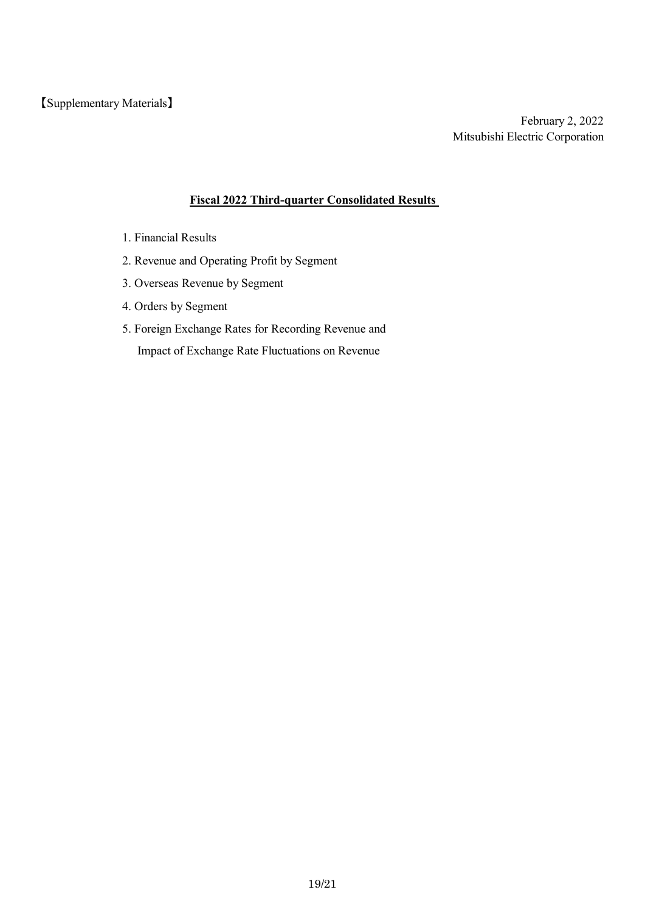【Supplementary Materials】

February 2, 2022
Mitsubishi Electric Corporation

# Fiscal 2022 Third-quarter Consolidated Results

1. Financial Results
2. Revenue and Operating Profit by Segment
3. Overseas Revenue by Segment
4. Orders by Segment
5. Foreign Exchange Rates for Recording Revenue and
   Impact of Exchange Rate Fluctuations on Revenue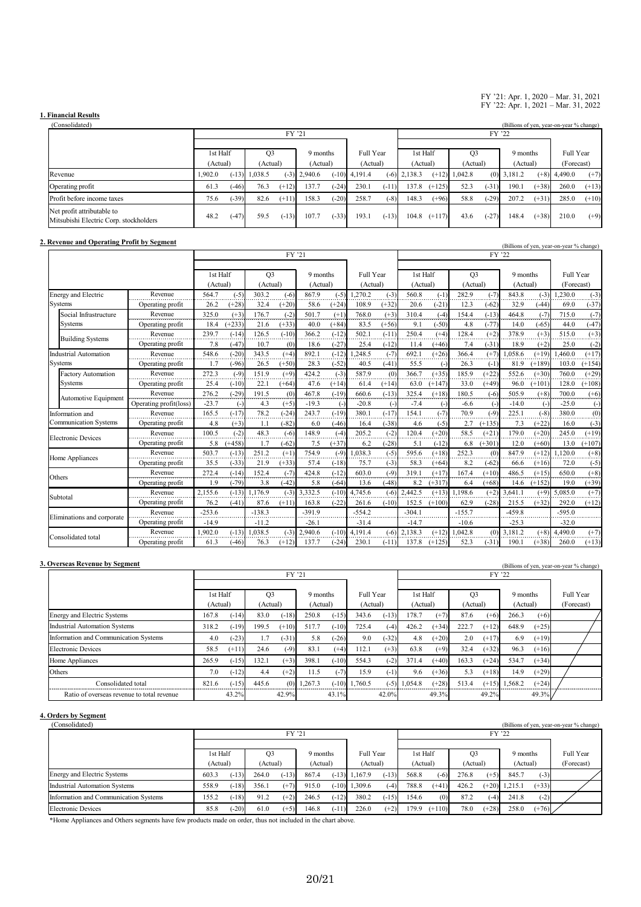FY '21: Apr. 1, 2020 – Mar. 31, 2021
FY '22: Apr. 1, 2021 – Mar. 31, 2022

## 1. Financial Results

(Consolidated)

(Billions of yen, year-on-year % change)

| | FY '21 | | | | | | | | FY '22 | | | | | | | |
|---|---|---|---|---|---|---|---|---|---|---|---|---|---|---|---|---|
| | 1st Half (Actual) | | Q3 (Actual) | | 9 months (Actual) | | Full Year (Actual) | | 1st Half (Actual) | | Q3 (Actual) | | 9 months (Actual) | | Full Year (Forecast) | |
| Revenue | 1,902.0 | (-13) | 1,038.5 | (-3) | 2,940.6 | (-10) | 4,191.4 | (-6) | 2,138.3 | (+12) | 1,042.8 | (0) | 3,181.2 | (+8) | 4,490.0 | (+7) |
| Operating profit | 61.3 | (-46) | 76.3 | (+12) | 137.7 | (-24) | 230.1 | (-11) | 137.8 | (+125) | 52.3 | (-31) | 190.1 | (+38) | 260.0 | (+13) |
| Profit before income taxes | 75.6 | (-39) | 82.6 | (+11) | 158.3 | (-20) | 258.7 | (-8) | 148.3 | (+96) | 58.8 | (-29) | 207.2 | (+31) | 285.0 | (+10) |
| Net profit attributable to Mitsubishi Electric Corp. stockholders | 48.2 | (-47) | 59.5 | (-13) | 107.7 | (-33) | 193.1 | (-13) | 104.8 | (+117) | 43.6 | (-27) | 148.4 | (+38) | 210.0 | (+9) |

## 2. Revenue and Operating Profit by Segment

(Billions of yen, year-on-year % change)

| | | FY '21 | | | | | | | | FY '22 | | | | | | | |
|---|---|---|---|---|---|---|---|---|---|---|---|---|---|---|---|---|---|
| | | 1st Half (Actual) | | Q3 (Actual) | | 9 months (Actual) | | Full Year (Actual) | | 1st Half (Actual) | | Q3 (Actual) | | 9 months (Actual) | | Full Year (Forecast) | |
| Energy and Electric Systems | Revenue | 564.7 | (-5) | 303.2 | (-6) | 867.9 | (-5) | 1,270.2 | (-3) | 560.8 | (-1) | 282.9 | (-7) | 843.8 | (-3) | 1,230.0 | (-3) |
| | Operating profit | 26.2 | (+28) | 32.4 | (+20) | 58.6 | (+24) | 108.9 | (+32) | 20.6 | (-21) | 12.3 | (-62) | 32.9 | (-44) | 69.0 | (-37) |
| Social Infrastructure Systems | Revenue | 325.0 | (+3) | 176.7 | (-2) | 501.7 | (+1) | 768.0 | (+3) | 310.4 | (-4) | 154.4 | (-13) | 464.8 | (-7) | 715.0 | (-7) |
| | Operating profit | 18.4 | (+233) | 21.6 | (+33) | 40.0 | (+84) | 83.5 | (+56) | 9.1 | (-50) | 4.8 | (-77) | 14.0 | (-65) | 44.0 | (-47) |
| Building Systems | Revenue | 239.7 | (-14) | 126.5 | (-10) | 366.2 | (-12) | 502.1 | (-11) | 250.4 | (+4) | 128.4 | (+2) | 378.9 | (+3) | 515.0 | (+3) |
| | Operating profit | 7.8 | (-47) | 10.7 | (0) | 18.6 | (-27) | 25.4 | (-12) | 11.4 | (+46) | 7.4 | (-31) | 18.9 | (+2) | 25.0 | (-2) |
| Industrial Automation Systems | Revenue | 548.6 | (-20) | 343.5 | (+4) | 892.1 | (-12) | 1,248.5 | (-7) | 692.1 | (+26) | 366.4 | (+7) | 1,058.6 | (+19) | 1,460.0 | (+17) |
| | Operating profit | 1.7 | (-96) | 26.5 | (+50) | 28.3 | (-52) | 40.5 | (-41) | 55.5 | (-) | 26.3 | (-1) | 81.9 | (+189) | 103.0 | (+154) |
| Factory Automation Systems | Revenue | 272.3 | (-9) | 151.9 | (+9) | 424.2 | (-3) | 587.9 | (0) | 366.7 | (+35) | 185.9 | (+22) | 552.6 | (+30) | 760.0 | (+29) |
| | Operating profit | 25.4 | (-10) | 22.1 | (+64) | 47.6 | (+14) | 61.4 | (+14) | 63.0 | (+147) | 33.0 | (+49) | 96.0 | (+101) | 128.0 | (+108) |
| Automotive Equipment | Revenue | 276.2 | (-29) | 191.5 | (0) | 467.8 | (-19) | 660.6 | (-13) | 325.4 | (+18) | 180.5 | (-6) | 505.9 | (+8) | 700.0 | (+6) |
| | Operating profit(loss) | -23.7 | (-) | 4.3 | (+5) | -19.3 | (-) | -20.8 | (-) | -7.4 | (-) | -6.6 | (-) | -14.0 | (-) | -25.0 | (-) |
| Information and Communication Systems | Revenue | 165.5 | (-17) | 78.2 | (-24) | 243.7 | (-19) | 380.1 | (-17) | 154.1 | (-7) | 70.9 | (-9) | 225.1 | (-8) | 380.0 | (0) |
| | Operating profit | 4.8 | (+3) | 1.1 | (-82) | 6.0 | (-46) | 16.4 | (-38) | 4.6 | (-5) | 2.7 | (+135) | 7.3 | (+22) | 16.0 | (-3) |
| Electronic Devices | Revenue | 100.5 | (-2) | 48.3 | (-6) | 148.9 | (-4) | 205.2 | (-2) | 120.4 | (+20) | 58.5 | (+21) | 179.0 | (+20) | 245.0 | (+19) |
| | Operating profit | 5.8 | (+458) | 1.7 | (-62) | 7.5 | (+37) | 6.2 | (-28) | 5.1 | (-12) | 6.8 | (+301) | 12.0 | (+60) | 13.0 | (+107) |
| Home Appliances | Revenue | 503.7 | (-13) | 251.2 | (+1) | 754.9 | (-9) | 1,038.3 | (-5) | 595.6 | (+18) | 252.3 | (0) | 847.9 | (+12) | 1,120.0 | (+8) |
| | Operating profit | 35.5 | (-33) | 21.9 | (+33) | 57.4 | (-18) | 75.7 | (-3) | 58.3 | (+64) | 8.2 | (-62) | 66.6 | (+16) | 72.0 | (-5) |
| Others | Revenue | 272.4 | (-14) | 152.4 | (-7) | 424.8 | (-12) | 603.0 | (-9) | 319.1 | (+17) | 167.4 | (+10) | 486.5 | (+15) | 650.0 | (+8) |
| | Operating profit | 1.9 | (-79) | 3.8 | (-42) | 5.8 | (-64) | 13.6 | (-48) | 8.2 | (+317) | 6.4 | (+68) | 14.6 | (+152) | 19.0 | (+39) |
| Subtotal | Revenue | 2,155.6 | (-13) | 1,176.9 | (-3) | 3,332.5 | (-10) | 4,745.6 | (-6) | 2,442.5 | (+13) | 1,198.6 | (+2) | 3,641.1 | (+9) | 5,085.0 | (+7) |
| | Operating profit | 76.2 | (-41) | 87.6 | (+11) | 163.8 | (-22) | 261.6 | (-10) | 152.5 | (+100) | 62.9 | (-28) | 215.5 | (+32) | 292.0 | (+12) |
| Eliminations and corporate | Revenue | -253.6 | | -138.3 | | -391.9 | | -554.2 | | -304.1 | | -155.7 | | -459.8 | | -595.0 | |
| | Operating profit | -14.9 | | -11.2 | | -26.1 | | -31.4 | | -14.7 | | -10.6 | | -25.3 | | -32.0 | |
| Consolidated total | Revenue | 1,902.0 | (-13) | 1,038.5 | (-3) | 2,940.6 | (-10) | 4,191.4 | (-6) | 2,138.3 | (+12) | 1,042.8 | (0) | 3,181.2 | (+8) | 4,490.0 | (+7) |
| | Operating profit | 61.3 | (-46) | 76.3 | (+12) | 137.7 | (-24) | 230.1 | (-11) | 137.8 | (+125) | 52.3 | (-31) | 190.1 | (+38) | 260.0 | (+13) |

## 3. Overseas Revenue by Segment

(Billions of yen, year-on-year % change)

| | FY '21 | | | | | | | | FY '22 | | | | | | |
|---|---|---|---|---|---|---|---|---|---|---|---|---|---|---|---|
| | 1st Half (Actual) | | Q3 (Actual) | | 9 months (Actual) | | Full Year (Actual) | | 1st Half (Actual) | | Q3 (Actual) | | 9 months (Actual) | | Full Year (Forecast) |
| Energy and Electric Systems | 167.8 | (-14) | 83.0 | (-18) | 250.8 | (-15) | 343.6 | (-13) | 178.7 | (+7) | 87.6 | (+6) | 266.3 | (+6) | |
| Industrial Automation Systems | 318.2 | (-19) | 199.5 | (+10) | 517.7 | (-10) | 725.4 | (-4) | 426.2 | (+34) | 222.7 | (+12) | 648.9 | (+25) | |
| Information and Communication Systems | 4.0 | (-23) | 1.7 | (-31) | 5.8 | (-26) | 9.0 | (-32) | 4.8 | (+20) | 2.0 | (+17) | 6.9 | (+19) | |
| Electronic Devices | 58.5 | (+11) | 24.6 | (-9) | 83.1 | (+4) | 112.1 | (+3) | 63.8 | (+9) | 32.4 | (+32) | 96.3 | (+16) | |
| Home Appliances | 265.9 | (-15) | 132.1 | (+3) | 398.1 | (-10) | 554.3 | (-2) | 371.4 | (+40) | 163.3 | (+24) | 534.7 | (+34) | |
| Others | 7.0 | (-12) | 4.4 | (+2) | 11.5 | (-7) | 15.9 | (-1) | 9.6 | (+36) | 5.3 | (+18) | 14.9 | (+29) | |
| Consolidated total | 821.6 | (-15) | 445.6 | (0) | 1,267.3 | (-10) | 1,760.5 | (-5) | 1,054.8 | (+28) | 513.4 | (+15) | 1,568.2 | (+24) | |
| Ratio of overseas revenue to total revenue | | 43.2% | | 42.9% | | 43.1% | | 42.0% | | 49.3% | | 49.2% | | 49.3% | |

## 4. Orders by Segment

(Consolidated)

(Billions of yen, year-on-year % change)

| | FY '21 | | | | | | | | FY '22 | | | | | | |
|---|---|---|---|---|---|---|---|---|---|---|---|---|---|---|---|
| | 1st Half (Actual) | | Q3 (Actual) | | 9 months (Actual) | | Full Year (Actual) | | 1st Half (Actual) | | Q3 (Actual) | | 9 months (Actual) | | Full Year (Forecast) |
| Energy and Electric Systems | 603.3 | (-13) | 264.0 | (-13) | 867.4 | (-13) | 1,167.9 | (-13) | 568.8 | (-6) | 276.8 | (+5) | 845.7 | (-3) | |
| Industrial Automation Systems | 558.9 | (-18) | 356.1 | (+7) | 915.0 | (-10) | 1,309.6 | (-4) | 788.8 | (+41) | 426.2 | (+20) | 1,215.1 | (+33) | |
| Information and Communication Systems | 155.2 | (-18) | 91.2 | (+2) | 246.5 | (-12) | 380.2 | (-15) | 154.6 | (0) | 87.2 | (-4) | 241.8 | (-2) | |
| Electronic Devices | 85.8 | (-20) | 61.0 | (+5) | 146.8 | (-11) | 226.0 | (+2) | 179.9 | (+110) | 78.0 | (+28) | 258.0 | (+76) | |

*Home Appliances and Others segments have few products made on order, thus not included in the chart above.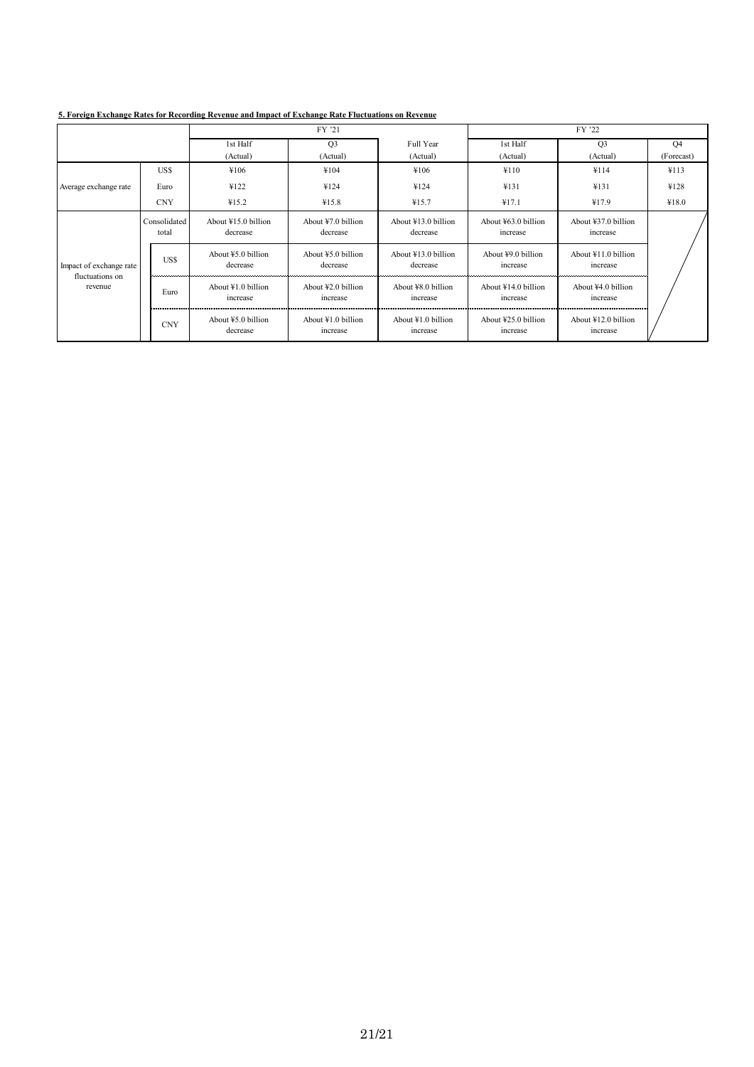**5. Foreign Exchange Rates for Recording Revenue and Impact of Exchange Rate Fluctuations on Revenue**

| | | FY '21 | | | FY '22 | | |
|---|---|---|---|---|---|---|---|
| | | 1st Half (Actual) | Q3 (Actual) | Full Year (Actual) | 1st Half (Actual) | Q3 (Actual) | Q4 (Forecast) |
| Average exchange rate | US$ | ¥106 | ¥104 | ¥106 | ¥110 | ¥114 | ¥113 |
| | Euro | ¥122 | ¥124 | ¥124 | ¥131 | ¥131 | ¥128 |
| | CNY | ¥15.2 | ¥15.8 | ¥15.7 | ¥17.1 | ¥17.9 | ¥18.0 |
| Impact of exchange rate fluctuations on revenue | Consolidated total | About ¥15.0 billion decrease | About ¥7.0 billion decrease | About ¥13.0 billion decrease | About ¥63.0 billion increase | About ¥37.0 billion increase | |
| | US$ | About ¥5.0 billion decrease | About ¥5.0 billion decrease | About ¥13.0 billion decrease | About ¥9.0 billion increase | About ¥11.0 billion increase | |
| | Euro | About ¥1.0 billion increase | About ¥2.0 billion increase | About ¥8.0 billion increase | About ¥14.0 billion increase | About ¥4.0 billion increase | |
| | CNY | About ¥5.0 billion decrease | About ¥1.0 billion increase | About ¥1.0 billion increase | About ¥25.0 billion increase | About ¥12.0 billion increase | |